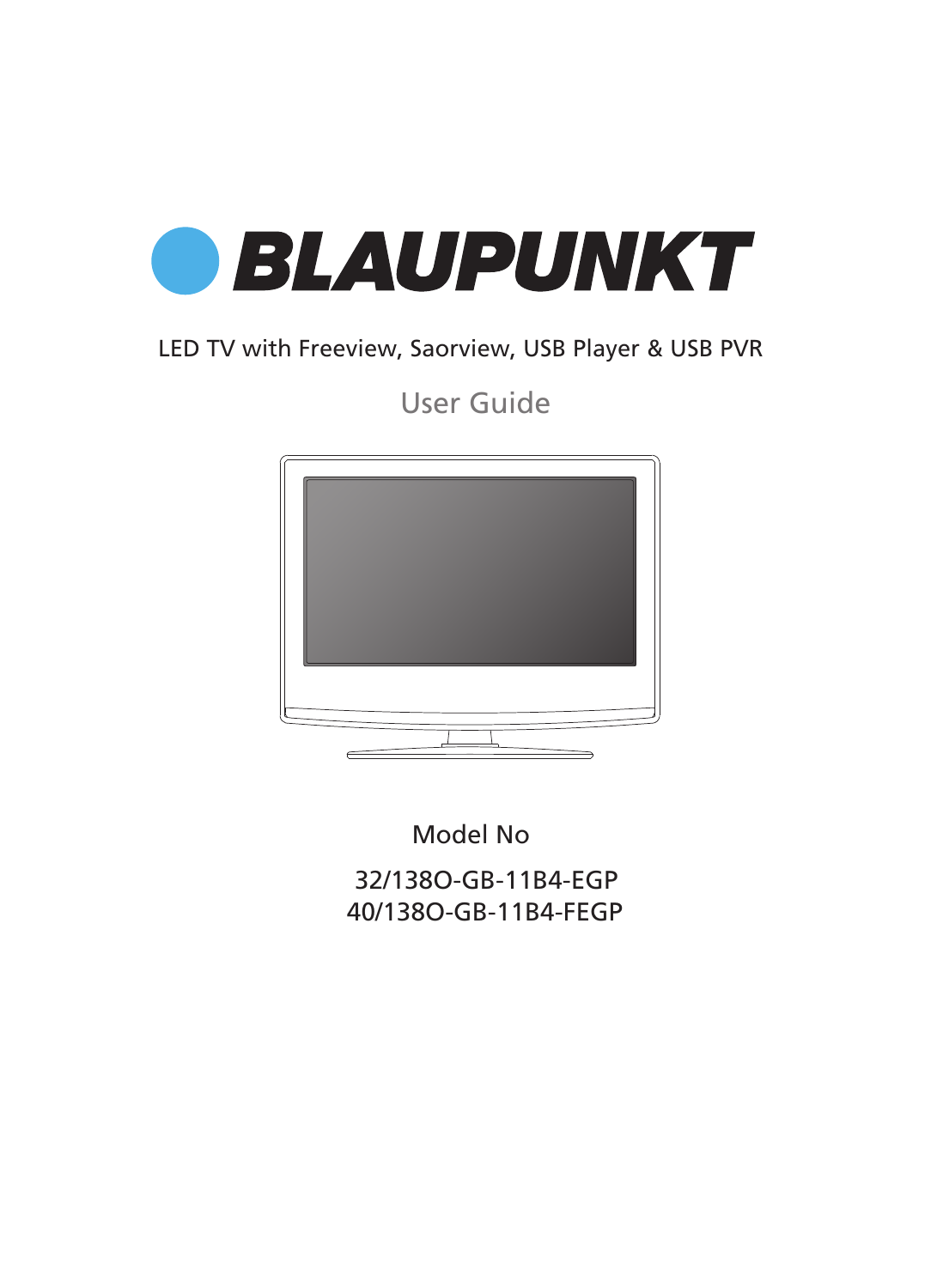# BLAUPUNKT

LED TV with Freeview, Saorview, USB Player & USB PVR

## User Guide

Model No

32/138O-GB-11B4-EGP
40/138O-GB-11B4-FEGP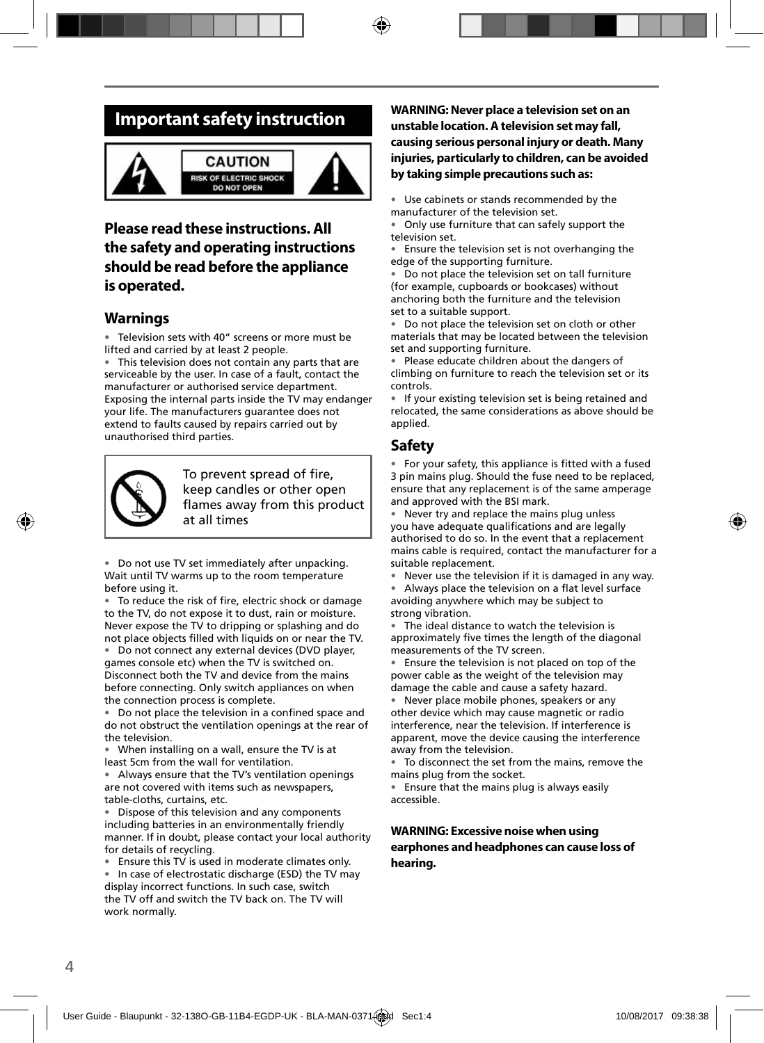# Important safety instruction

CAUTION
RISK OF ELECTRIC SHOCK
DO NOT OPEN

## Please read these instructions. All the safety and operating instructions should be read before the appliance is operated.

### Warnings

- Television sets with 40" screens or more must be lifted and carried by at least 2 people.
- This television does not contain any parts that are serviceable by the user. In case of a fault, contact the manufacturer or authorised service department. Exposing the internal parts inside the TV may endanger your life. The manufacturers guarantee does not extend to faults caused by repairs carried out by unauthorised third parties.

To prevent spread of fire, keep candles or other open flames away from this product at all times

- Do not use TV set immediately after unpacking. Wait until TV warms up to the room temperature before using it.
- To reduce the risk of fire, electric shock or damage to the TV, do not expose it to dust, rain or moisture. Never expose the TV to dripping or splashing and do not place objects filled with liquids on or near the TV.
- Do not connect any external devices (DVD player, games console etc) when the TV is switched on. Disconnect both the TV and device from the mains before connecting. Only switch appliances on when the connection process is complete.
- Do not place the television in a confined space and do not obstruct the ventilation openings at the rear of the television.
- When installing on a wall, ensure the TV is at least 5cm from the wall for ventilation.
- Always ensure that the TV's ventilation openings are not covered with items such as newspapers, table-cloths, curtains, etc.
- Dispose of this television and any components including batteries in an environmentally friendly manner. If in doubt, please contact your local authority for details of recycling.
- Ensure this TV is used in moderate climates only.
- In case of electrostatic discharge (ESD) the TV may display incorrect functions. In such case, switch the TV off and switch the TV back on. The TV will work normally.

**WARNING: Never place a television set on an unstable location. A television set may fall, causing serious personal injury or death. Many injuries, particularly to children, can be avoided by taking simple precautions such as:**

- Use cabinets or stands recommended by the manufacturer of the television set.
- Only use furniture that can safely support the television set.
- Ensure the television set is not overhanging the edge of the supporting furniture.
- Do not place the television set on tall furniture (for example, cupboards or bookcases) without anchoring both the furniture and the television set to a suitable support.
- Do not place the television set on cloth or other materials that may be located between the television set and supporting furniture.
- Please educate children about the dangers of climbing on furniture to reach the television set or its controls.
- If your existing television set is being retained and relocated, the same considerations as above should be applied.

### Safety

- For your safety, this appliance is fitted with a fused 3 pin mains plug. Should the fuse need to be replaced, ensure that any replacement is of the same amperage and approved with the BSI mark.
- Never try and replace the mains plug unless you have adequate qualifications and are legally authorised to do so. In the event that a replacement mains cable is required, contact the manufacturer for a suitable replacement.
- Never use the television if it is damaged in any way.
- Always place the television on a flat level surface avoiding anywhere which may be subject to strong vibration.
- The ideal distance to watch the television is approximately five times the length of the diagonal measurements of the TV screen.
- Ensure the television is not placed on top of the power cable as the weight of the television may damage the cable and cause a safety hazard.
- Never place mobile phones, speakers or any other device which may cause magnetic or radio interference, near the television. If interference is apparent, move the device causing the interference away from the television.
- To disconnect the set from the mains, remove the mains plug from the socket.
- Ensure that the mains plug is always easily accessible.

**WARNING: Excessive noise when using earphones and headphones can cause loss of hearing.**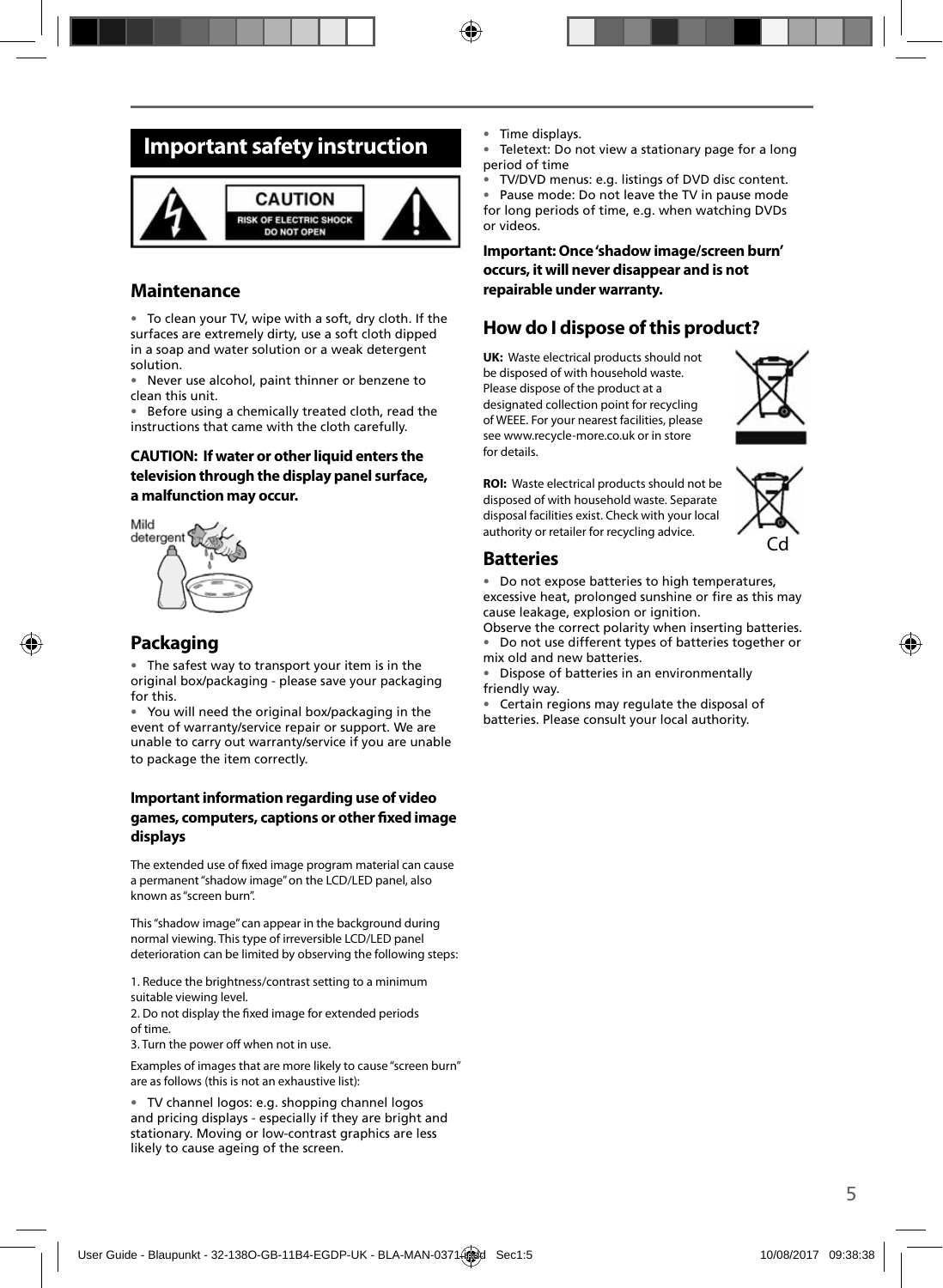# Important safety instruction

CAUTION
RISK OF ELECTRIC SHOCK
DO NOT OPEN

## Maintenance

- To clean your TV, wipe with a soft, dry cloth. If the surfaces are extremely dirty, use a soft cloth dipped in a soap and water solution or a weak detergent solution.
- Never use alcohol, paint thinner or benzene to clean this unit.
- Before using a chemically treated cloth, read the instructions that came with the cloth carefully.

**CAUTION: If water or other liquid enters the television through the display panel surface, a malfunction may occur.**

Mild detergent

## Packaging

- The safest way to transport your item is in the original box/packaging - please save your packaging for this.
- You will need the original box/packaging in the event of warranty/service repair or support. We are unable to carry out warranty/service if you are unable to package the item correctly.

### Important information regarding use of video games, computers, captions or other fixed image displays

The extended use of fixed image program material can cause a permanent "shadow image" on the LCD/LED panel, also known as "screen burn".

This "shadow image" can appear in the background during normal viewing. This type of irreversible LCD/LED panel deterioration can be limited by observing the following steps:

1. Reduce the brightness/contrast setting to a minimum suitable viewing level.
2. Do not display the fixed image for extended periods of time.
3. Turn the power off when not in use.

Examples of images that are more likely to cause "screen burn" are as follows (this is not an exhaustive list):

- TV channel logos: e.g. shopping channel logos and pricing displays - especially if they are bright and stationary. Moving or low-contrast graphics are less likely to cause ageing of the screen.
- Time displays.
- Teletext: Do not view a stationary page for a long period of time
- TV/DVD menus: e.g. listings of DVD disc content.
- Pause mode: Do not leave the TV in pause mode for long periods of time, e.g. when watching DVDs or videos.

**Important: Once 'shadow image/screen burn' occurs, it will never disappear and is not repairable under warranty.**

## How do I dispose of this product?

**UK:** Waste electrical products should not be disposed of with household waste. Please dispose of the product at a designated collection point for recycling of WEEE. For your nearest facilities, please see www.recycle-more.co.uk or in store for details.

**ROI:** Waste electrical products should not be disposed of with household waste. Separate disposal facilities exist. Check with your local authority or retailer for recycling advice.

Cd

## Batteries

- Do not expose batteries to high temperatures, excessive heat, prolonged sunshine or fire as this may cause leakage, explosion or ignition.

Observe the correct polarity when inserting batteries.

- Do not use different types of batteries together or mix old and new batteries.
- Dispose of batteries in an environmentally friendly way.
- Certain regions may regulate the disposal of batteries. Please consult your local authority.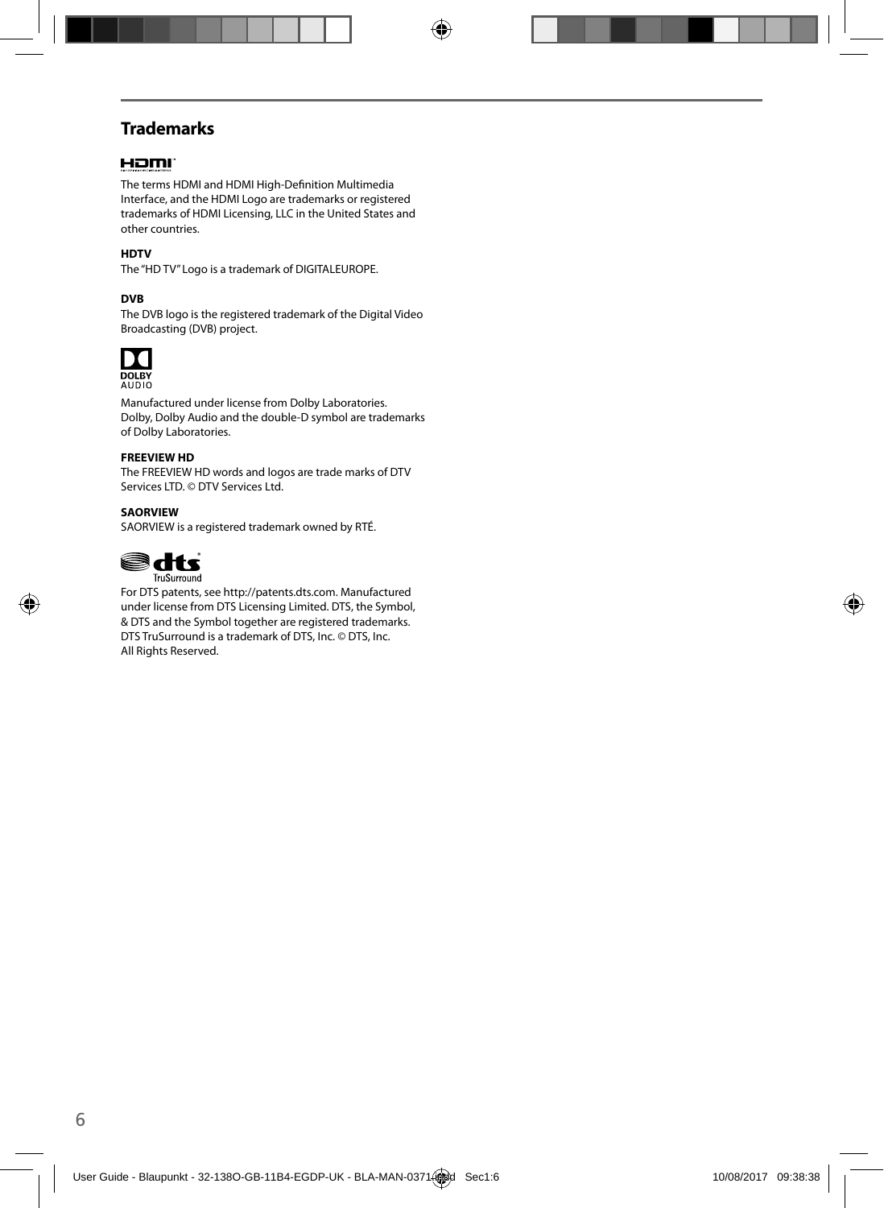## Trademarks

The terms HDMI and HDMI High-Definition Multimedia Interface, and the HDMI Logo are trademarks or registered trademarks of HDMI Licensing, LLC in the United States and other countries.

**HDTV**

The "HD TV" Logo is a trademark of DIGITALEUROPE.

**DVB**

The DVB logo is the registered trademark of the Digital Video Broadcasting (DVB) project.

Manufactured under license from Dolby Laboratories. Dolby, Dolby Audio and the double-D symbol are trademarks of Dolby Laboratories.

**FREEVIEW HD**

The FREEVIEW HD words and logos are trade marks of DTV Services LTD. © DTV Services Ltd.

**SAORVIEW**

SAORVIEW is a registered trademark owned by RTÉ.

For DTS patents, see http://patents.dts.com. Manufactured under license from DTS Licensing Limited. DTS, the Symbol, & DTS and the Symbol together are registered trademarks. DTS TruSurround is a trademark of DTS, Inc. © DTS, Inc. All Rights Reserved.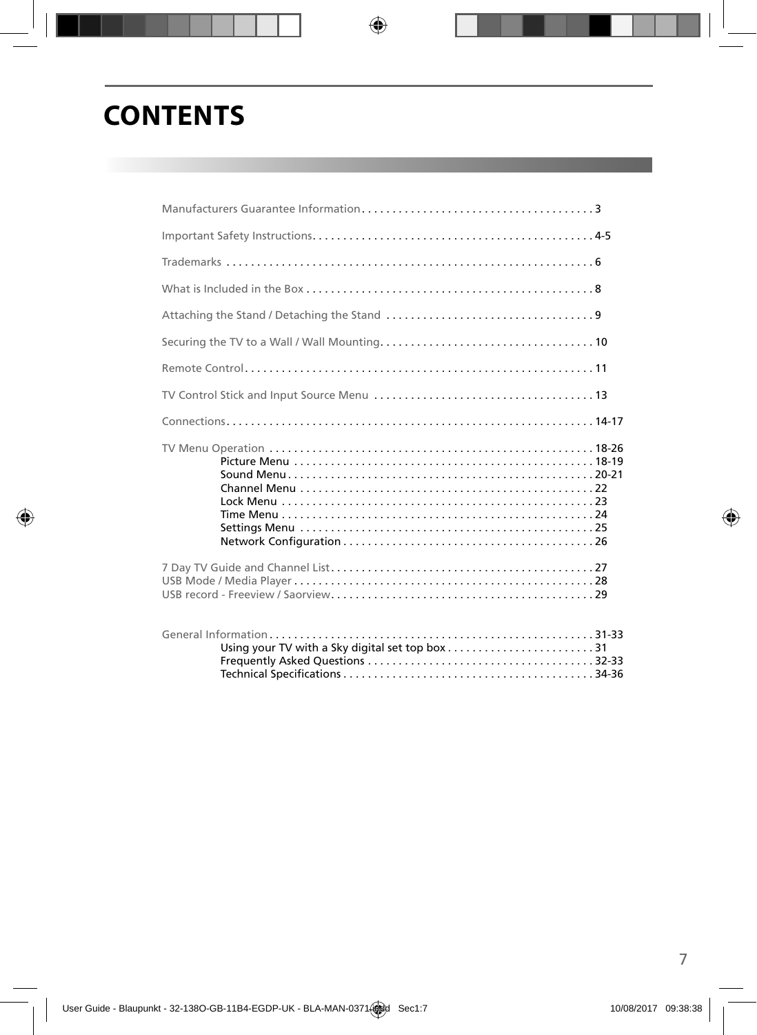# CONTENTS

Manufacturers Guarantee Information . . . . . . . . . . . . . . . . . . . . . . . . . . . . . . . . . . . . . 3

Important Safety Instructions . . . . . . . . . . . . . . . . . . . . . . . . . . . . . . . . . . . . . . . . . . . . . 4-5

Trademarks . . . . . . . . . . . . . . . . . . . . . . . . . . . . . . . . . . . . . . . . . . . . . . . . . . . . . . . . . . . . 6

What is Included in the Box . . . . . . . . . . . . . . . . . . . . . . . . . . . . . . . . . . . . . . . . . . . . . . 8

Attaching the Stand / Detaching the Stand . . . . . . . . . . . . . . . . . . . . . . . . . . . . . . . . . 9

Securing the TV to a Wall / Wall Mounting . . . . . . . . . . . . . . . . . . . . . . . . . . . . . . . . . . 10

Remote Control . . . . . . . . . . . . . . . . . . . . . . . . . . . . . . . . . . . . . . . . . . . . . . . . . . . . . . . . 11

TV Control Stick and Input Source Menu . . . . . . . . . . . . . . . . . . . . . . . . . . . . . . . . . . . 13

Connections . . . . . . . . . . . . . . . . . . . . . . . . . . . . . . . . . . . . . . . . . . . . . . . . . . . . . . . . . . . 14-17

TV Menu Operation . . . . . . . . . . . . . . . . . . . . . . . . . . . . . . . . . . . . . . . . . . . . . . . . . . . . 18-26
- Picture Menu . . . . . . . . . . . . . . . . . . . . . . . . . . . . . . . . . . . . . . . . . . . . . . . . 18-19
- Sound Menu . . . . . . . . . . . . . . . . . . . . . . . . . . . . . . . . . . . . . . . . . . . . . . . . . 20-21
- Channel Menu . . . . . . . . . . . . . . . . . . . . . . . . . . . . . . . . . . . . . . . . . . . . . . . 22
- Lock Menu . . . . . . . . . . . . . . . . . . . . . . . . . . . . . . . . . . . . . . . . . . . . . . . . . . 23
- Time Menu . . . . . . . . . . . . . . . . . . . . . . . . . . . . . . . . . . . . . . . . . . . . . . . . . . 24
- Settings Menu . . . . . . . . . . . . . . . . . . . . . . . . . . . . . . . . . . . . . . . . . . . . . . . 25
- Network Configuration . . . . . . . . . . . . . . . . . . . . . . . . . . . . . . . . . . . . . . . . 26

7 Day TV Guide and Channel List . . . . . . . . . . . . . . . . . . . . . . . . . . . . . . . . . . . . . . . . . . 27
USB Mode / Media Player . . . . . . . . . . . . . . . . . . . . . . . . . . . . . . . . . . . . . . . . . . . . . . . . 28
USB record - Freeview / Saorview . . . . . . . . . . . . . . . . . . . . . . . . . . . . . . . . . . . . . . . . . . 29

General Information . . . . . . . . . . . . . . . . . . . . . . . . . . . . . . . . . . . . . . . . . . . . . . . . . . . . 31-33
- Using your TV with a Sky digital set top box . . . . . . . . . . . . . . . . . . . . . . . . 31
- Frequently Asked Questions . . . . . . . . . . . . . . . . . . . . . . . . . . . . . . . . . . . . 32-33
- Technical Specifications . . . . . . . . . . . . . . . . . . . . . . . . . . . . . . . . . . . . . . . . 34-36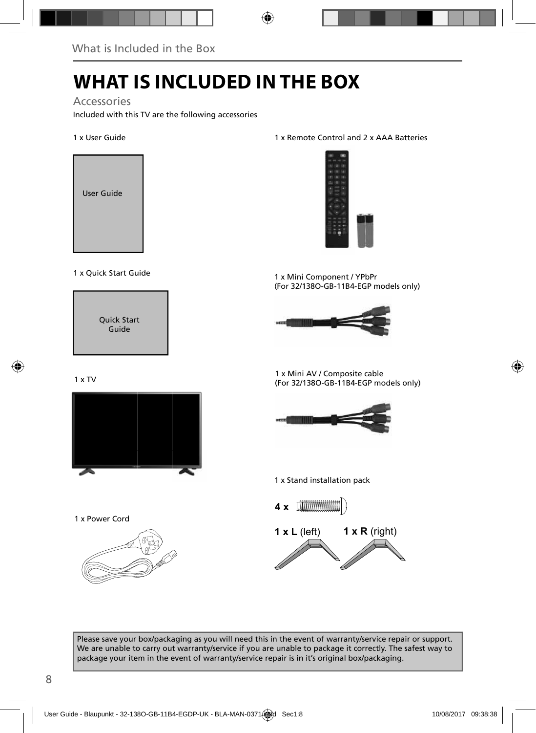# WHAT IS INCLUDED IN THE BOX

## Accessories

Included with this TV are the following accessories

1 x User Guide

User Guide

1 x Quick Start Guide

Quick Start Guide

1 x TV

1 x Power Cord

1 x Remote Control and 2 x AAA Batteries

1 x Mini Component / YPbPr
(For 32/138O-GB-11B4-EGP models only)

1 x Mini AV / Composite cable
(For 32/138O-GB-11B4-EGP models only)

1 x Stand installation pack

**4 x**

**1 x L** (left) **1 x R** (right)

Please save your box/packaging as you will need this in the event of warranty/service repair or support. We are unable to carry out warranty/service if you are unable to package it correctly. The safest way to package your item in the event of warranty/service repair is in it's original box/packaging.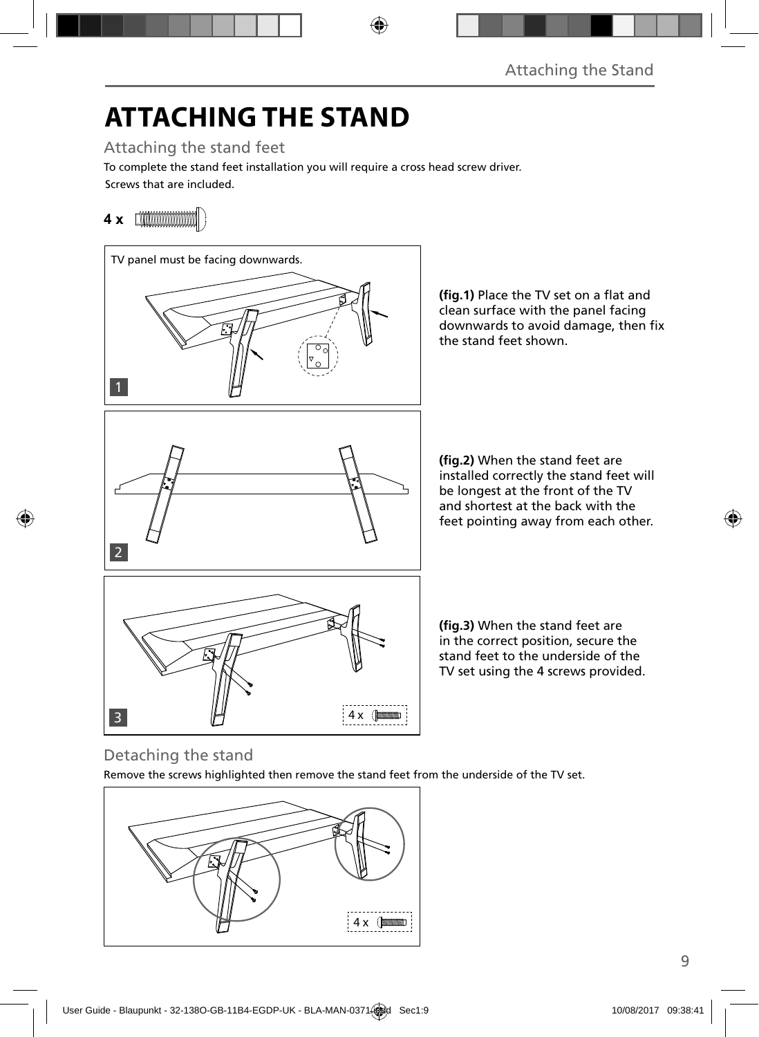# ATTACHING THE STAND

## Attaching the stand feet

To complete the stand feet installation you will require a cross head screw driver.

Screws that are included.

**4 x**

TV panel must be facing downwards.

1

**(fig.1)** Place the TV set on a flat and clean surface with the panel facing downwards to avoid damage, then fix the stand feet shown.

2

**(fig.2)** When the stand feet are installed correctly the stand feet will be longest at the front of the TV and shortest at the back with the feet pointing away from each other.

3

4 x

**(fig.3)** When the stand feet are in the correct position, secure the stand feet to the underside of the TV set using the 4 screws provided.

## Detaching the stand

Remove the screws highlighted then remove the stand feet from the underside of the TV set.

4 x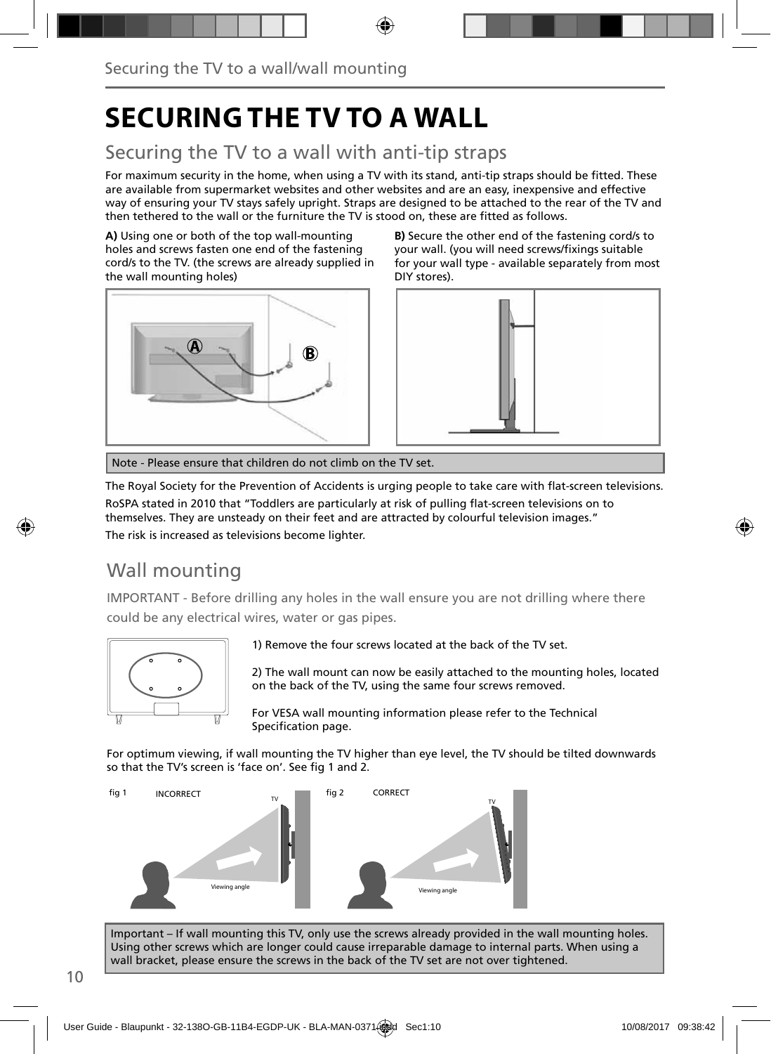# SECURING THE TV TO A WALL

## Securing the TV to a wall with anti-tip straps

For maximum security in the home, when using a TV with its stand, anti-tip straps should be fitted. These are available from supermarket websites and other websites and are an easy, inexpensive and effective way of ensuring your TV stays safely upright. Straps are designed to be attached to the rear of the TV and then tethered to the wall or the furniture the TV is stood on, these are fitted as follows.

**A)** Using one or both of the top wall-mounting holes and screws fasten one end of the fastening cord/s to the TV. (the screws are already supplied in the wall mounting holes)

**B)** Secure the other end of the fastening cord/s to your wall. (you will need screws/fixings suitable for your wall type - available separately from most DIY stores).

Note - Please ensure that children do not climb on the TV set.

The Royal Society for the Prevention of Accidents is urging people to take care with flat-screen televisions.

RoSPA stated in 2010 that "Toddlers are particularly at risk of pulling flat-screen televisions on to themselves. They are unsteady on their feet and are attracted by colourful television images."

The risk is increased as televisions become lighter.

## Wall mounting

IMPORTANT - Before drilling any holes in the wall ensure you are not drilling where there could be any electrical wires, water or gas pipes.

1) Remove the four screws located at the back of the TV set.

2) The wall mount can now be easily attached to the mounting holes, located on the back of the TV, using the same four screws removed.

For VESA wall mounting information please refer to the Technical Specification page.

For optimum viewing, if wall mounting the TV higher than eye level, the TV should be tilted downwards so that the TV's screen is 'face on'. See fig 1 and 2.

fig 1 INCORRECT

fig 2 CORRECT

Important – If wall mounting this TV, only use the screws already provided in the wall mounting holes. Using other screws which are longer could cause irreparable damage to internal parts. When using a wall bracket, please ensure the screws in the back of the TV set are not over tightened.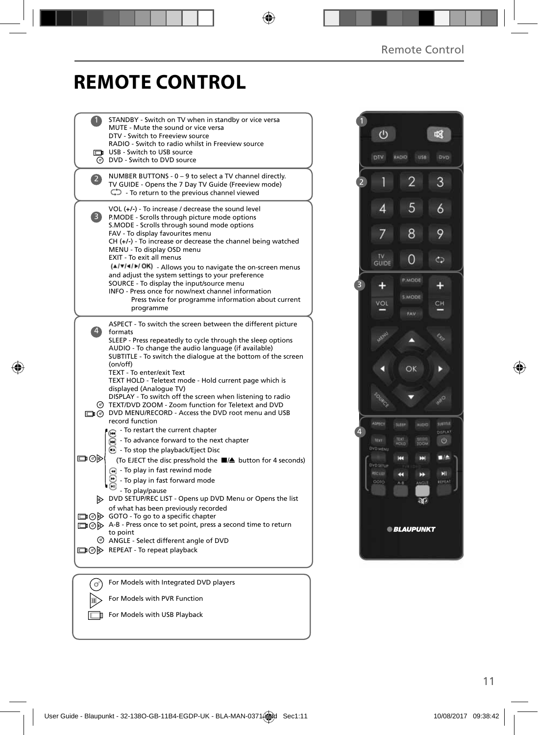# REMOTE CONTROL

**1**

STANDBY - Switch on TV when in standby or vice versa
MUTE - Mute the sound or vice versa
DTV - Switch to Freeview source
RADIO - Switch to radio whilst in Freeview source
USB - Switch to USB source
DVD - Switch to DVD source

**2**

NUMBER BUTTONS - 0 – 9 to select a TV channel directly.
TV GUIDE - Opens the 7 Day TV Guide (Freeview mode)
- To return to the previous channel viewed

**3**

VOL (+/-) - To increase / decrease the sound level
P.MODE - Scrolls through picture mode options
S.MODE - Scrolls through sound mode options
FAV - To display favourites menu
CH (+/-) - To increase or decrease the channel being watched
MENU - To display OSD menu
EXIT - To exit all menus
(▲/▼/◄/►/ OK) - Allows you to navigate the on-screen menus and adjust the system settings to your preference
SOURCE - To display the input/source menu
INFO - Press once for now/next channel information
Press twice for programme information about current programme

**4**

ASPECT - To switch the screen between the different picture formats
SLEEP - Press repeatedly to cycle through the sleep options
AUDIO - To change the audio language (if available)
SUBTITLE - To switch the dialogue at the bottom of the screen (on/off)
TEXT - To enter/exit Text
TEXT HOLD - Teletext mode - Hold current page which is displayed (Analogue TV)
DISPLAY - To switch off the screen when listening to radio
TEXT/DVD ZOOM - Zoom function for Teletext and DVD
DVD MENU/RECORD - Access the DVD root menu and USB record function
- To restart the current chapter
- To advance forward to the next chapter
- To stop the playback/Eject Disc
(To EJECT the disc press/hold the ■/▲ button for 4 seconds)
- To play in fast rewind mode
- To play in fast forward mode
- To play/pause
DVD SETUP/REC LIST - Opens up DVD Menu or Opens the list of what has been previously recorded
GOTO - To go to a specific chapter
A-B - Press once to set point, press a second time to return to point
ANGLE - Select different angle of DVD
REPEAT - To repeat playback

For Models with Integrated DVD players
For Models with PVR Function
For Models with USB Playback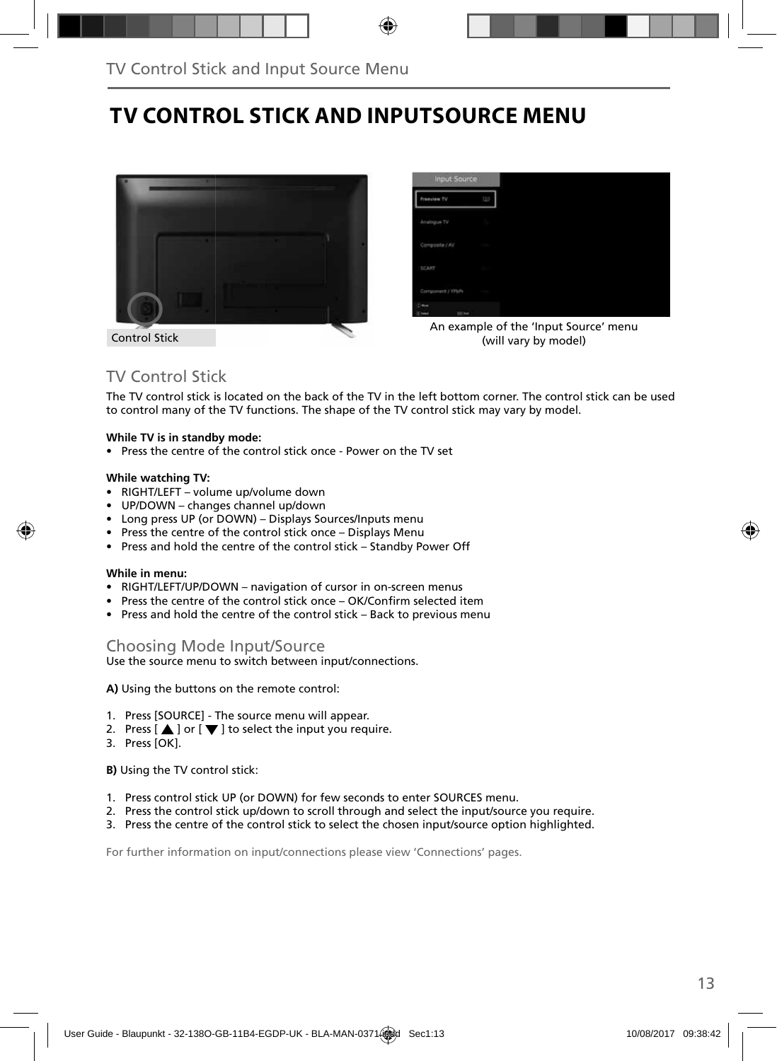# TV CONTROL STICK AND INPUTSOURCE MENU

Control Stick

An example of the 'Input Source' menu (will vary by model)

## TV Control Stick

The TV control stick is located on the back of the TV in the left bottom corner. The control stick can be used to control many of the TV functions. The shape of the TV control stick may vary by model.

**While TV is in standby mode:**

- Press the centre of the control stick once - Power on the TV set

**While watching TV:**

- RIGHT/LEFT – volume up/volume down
- UP/DOWN – changes channel up/down
- Long press UP (or DOWN) – Displays Sources/Inputs menu
- Press the centre of the control stick once – Displays Menu
- Press and hold the centre of the control stick – Standby Power Off

**While in menu:**

- RIGHT/LEFT/UP/DOWN – navigation of cursor in on-screen menus
- Press the centre of the control stick once – OK/Confirm selected item
- Press and hold the centre of the control stick – Back to previous menu

## Choosing Mode Input/Source

Use the source menu to switch between input/connections.

**A)** Using the buttons on the remote control:

1. Press [SOURCE] - The source menu will appear.
2. Press [ ▲ ] or [ ▼ ] to select the input you require.
3. Press [OK].

**B)** Using the TV control stick:

1. Press control stick UP (or DOWN) for few seconds to enter SOURCES menu.
2. Press the control stick up/down to scroll through and select the input/source you require.
3. Press the centre of the control stick to select the chosen input/source option highlighted.

For further information on input/connections please view 'Connections' pages.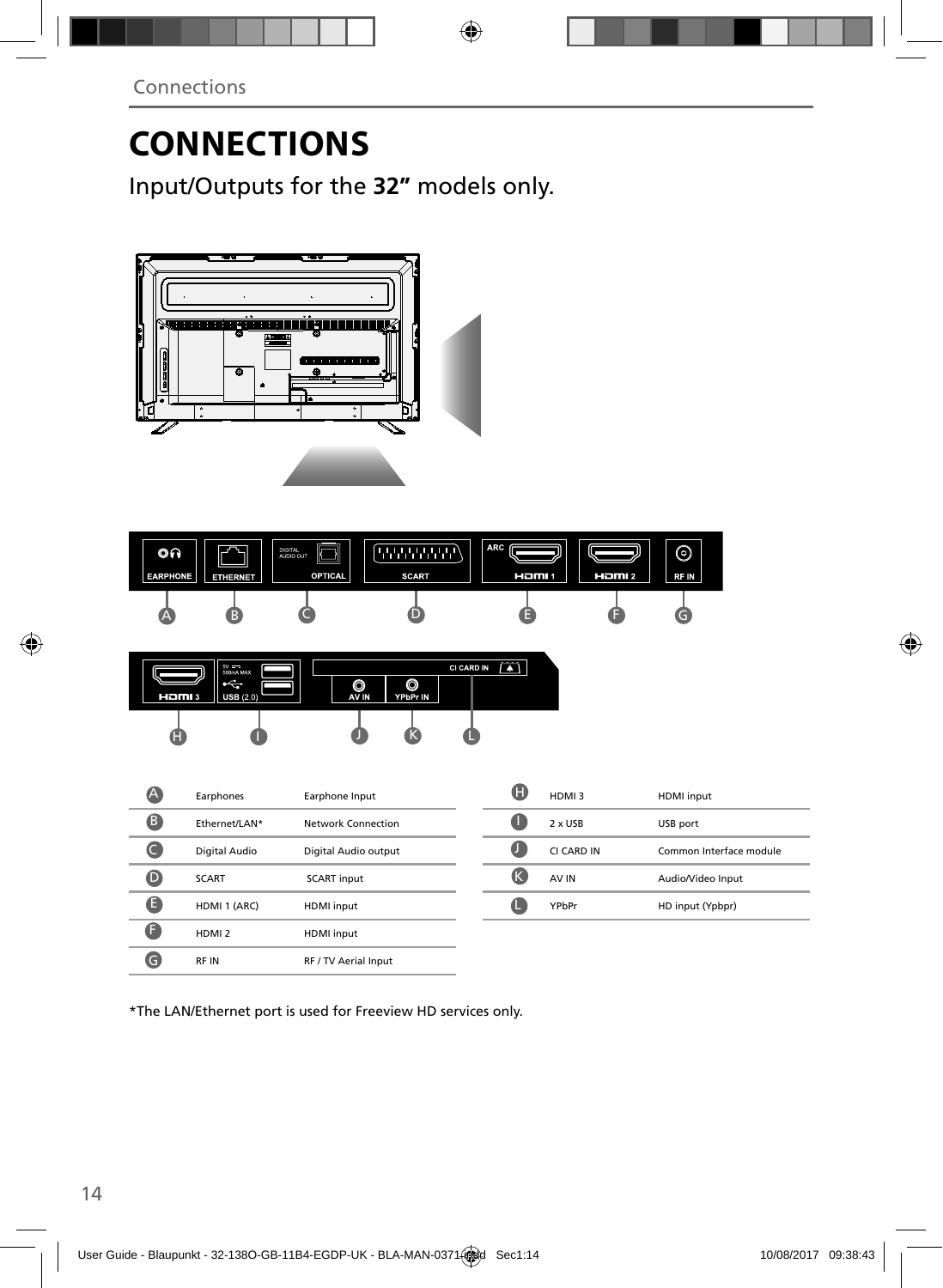# CONNECTIONS

Input/Outputs for the **32"** models only.

| | | |
|---|---|---|
| A | Earphones | Earphone Input |
| B | Ethernet/LAN* | Network Connection |
| C | Digital Audio | Digital Audio output |
| D | SCART | SCART input |
| E | HDMI 1 (ARC) | HDMI input |
| F | HDMI 2 | HDMI input |
| G | RF IN | RF / TV Aerial Input |
| H | HDMI 3 | HDMI input |
| I | 2 x USB | USB port |
| J | CI CARD IN | Common Interface module |
| K | AV IN | Audio/Video Input |
| L | YPbPr | HD input (Ypbpr) |

*The LAN/Ethernet port is used for Freeview HD services only.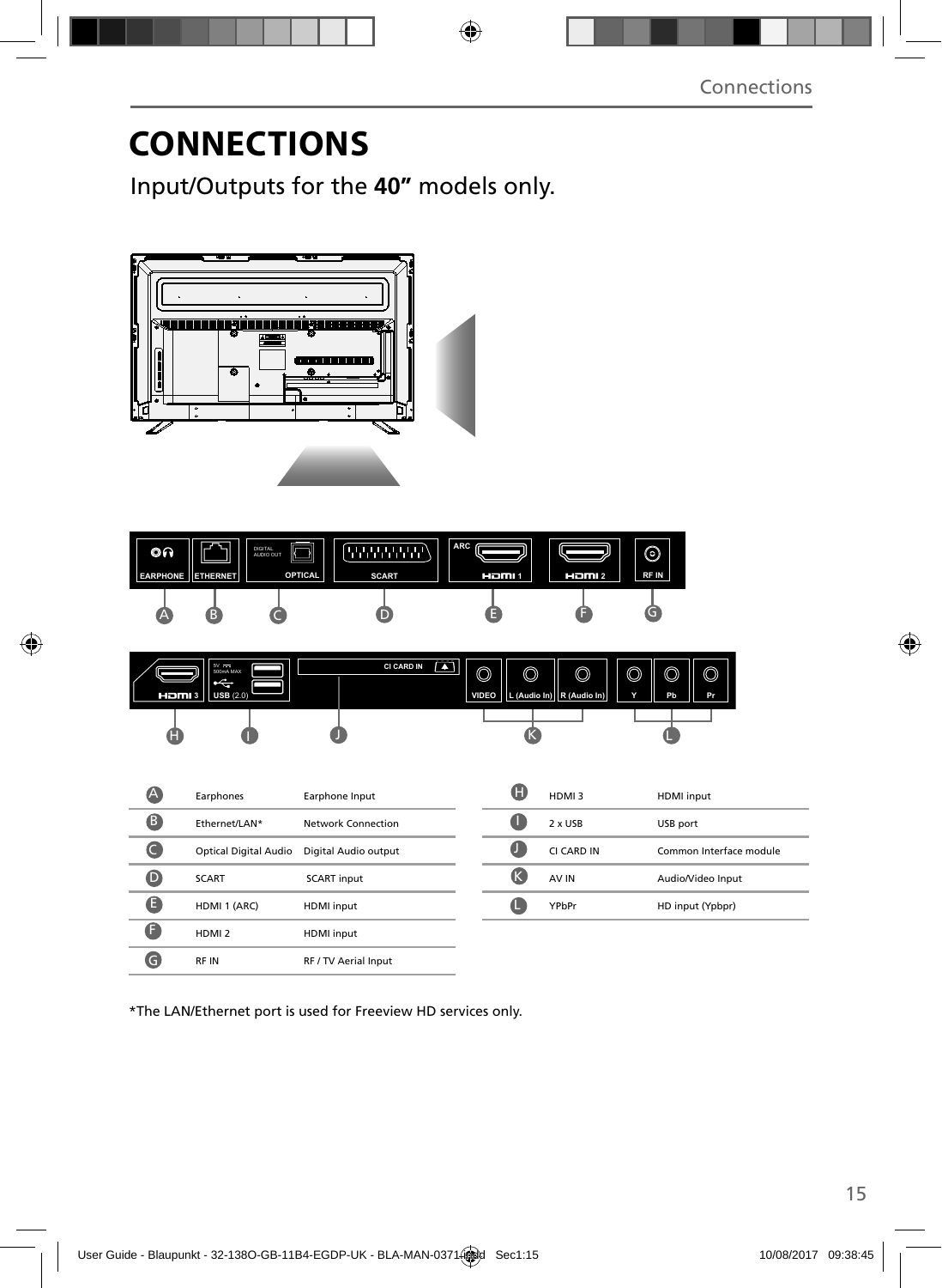# CONNECTIONS

Input/Outputs for the **40”** models only.

| | | | | | |
|---|---|---|---|---|---|
| A | Earphones | Earphone Input | H | HDMI 3 | HDMI input |
| B | Ethernet/LAN* | Network Connection | I | 2 x USB | USB port |
| C | Optical Digital Audio | Digital Audio output | J | CI CARD IN | Common Interface module |
| D | SCART | SCART input | K | AV IN | Audio/Video Input |
| E | HDMI 1 (ARC) | HDMI input | L | YPbPr | HD input (Ypbpr) |
| F | HDMI 2 | HDMI input | | | |
| G | RF IN | RF / TV Aerial Input | | | |

*The LAN/Ethernet port is used for Freeview HD services only.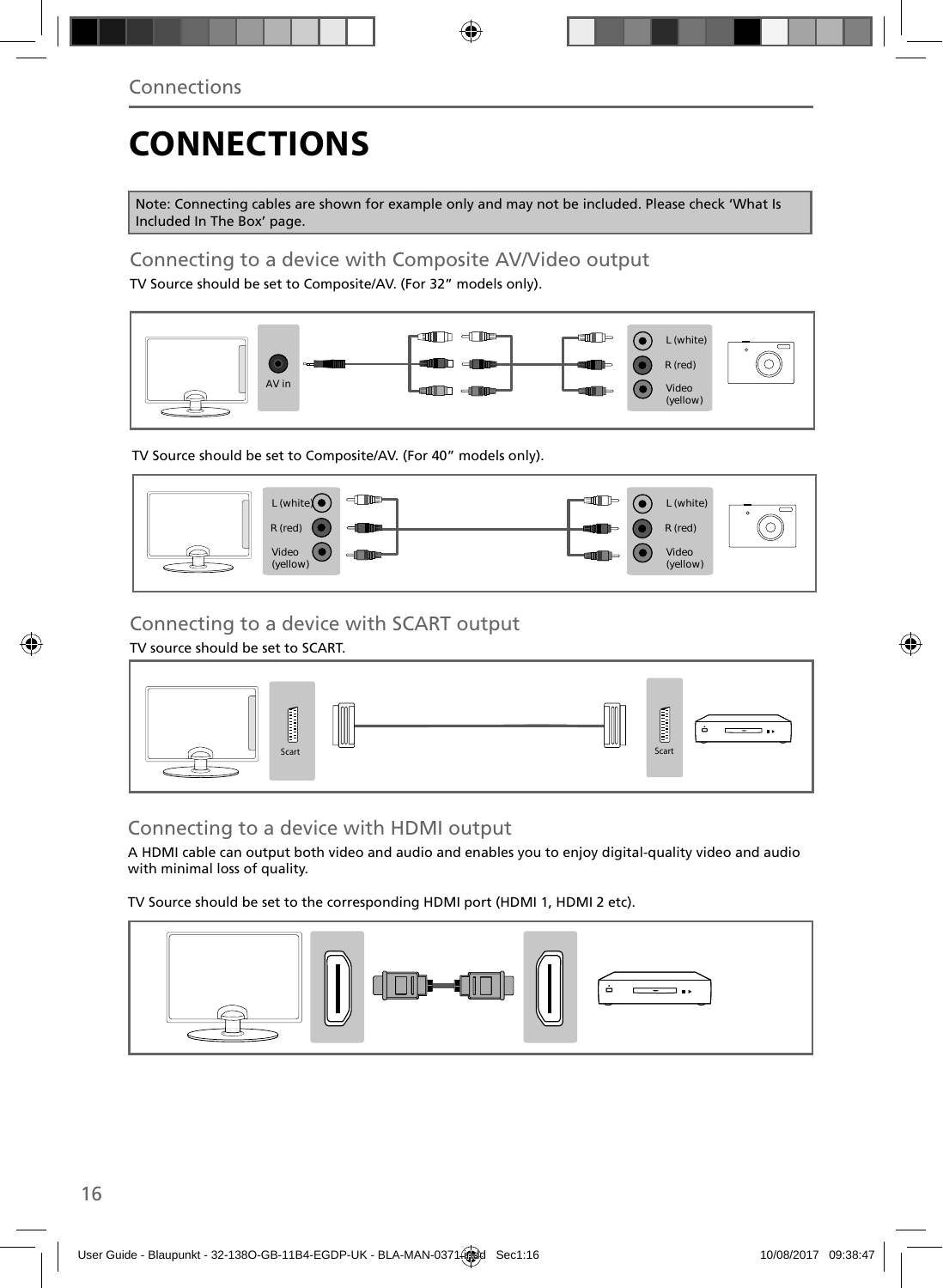# CONNECTIONS

Note: Connecting cables are shown for example only and may not be included. Please check 'What Is Included In The Box' page.

## Connecting to a device with Composite AV/Video output

TV Source should be set to Composite/AV. (For 32" models only).

AV in

L (white)
R (red)
Video (yellow)

TV Source should be set to Composite/AV. (For 40" models only).

L (white)
R (red)
Video (yellow)

L (white)
R (red)
Video (yellow)

## Connecting to a device with SCART output

TV source should be set to SCART.

Scart

Scart

## Connecting to a device with HDMI output

A HDMI cable can output both video and audio and enables you to enjoy digital-quality video and audio with minimal loss of quality.

TV Source should be set to the corresponding HDMI port (HDMI 1, HDMI 2 etc).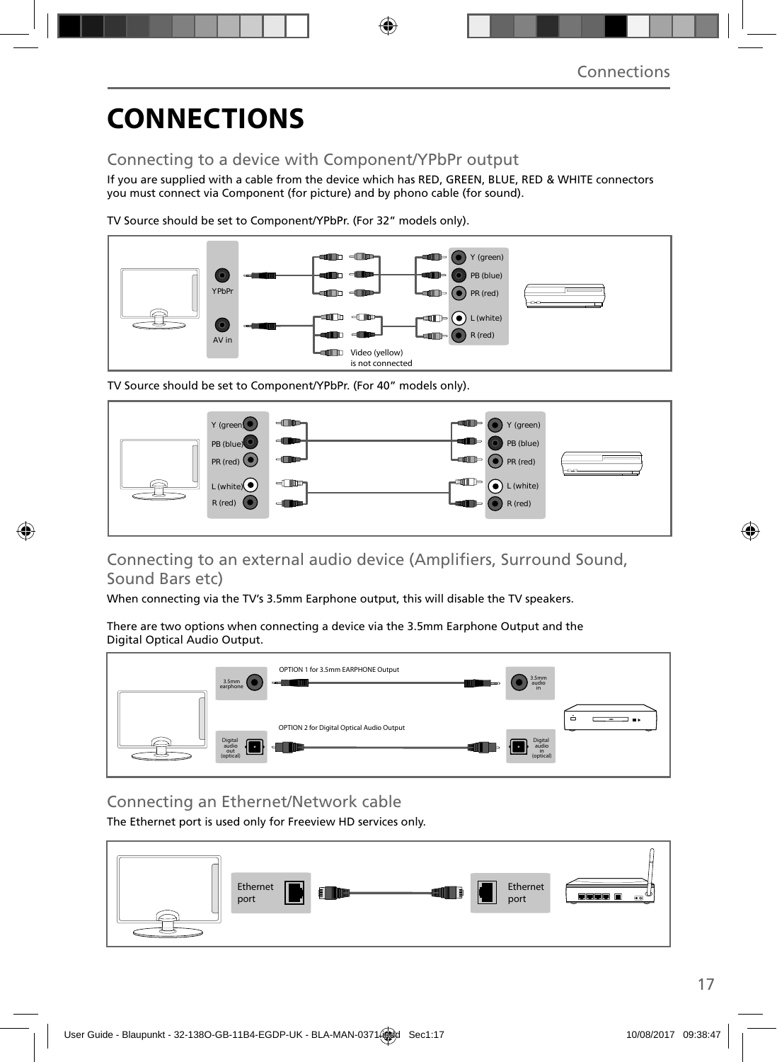# CONNECTIONS

## Connecting to a device with Component/YPbPr output

If you are supplied with a cable from the device which has RED, GREEN, BLUE, RED & WHITE connectors you must connect via Component (for picture) and by phono cable (for sound).

TV Source should be set to Component/YPbPr. (For 32" models only).

YPbPr

AV in

Y (green)

PB (blue)

PR (red)

L (white)

R (red)

Video (yellow) is not connected

TV Source should be set to Component/YPbPr. (For 40" models only).

Y (green)

PB (blue)

PR (red)

L (white)

R (red)

## Connecting to an external audio device (Amplifiers, Surround Sound, Sound Bars etc)

When connecting via the TV's 3.5mm Earphone output, this will disable the TV speakers.

There are two options when connecting a device via the 3.5mm Earphone Output and the Digital Optical Audio Output.

OPTION 1 for 3.5mm EARPHONE Output

3.5mm earphone

3.5mm audio in

OPTION 2 for Digital Optical Audio Output

Digital audio out (optical)

Digital audio in (optical)

## Connecting an Ethernet/Network cable

The Ethernet port is used only for Freeview HD services only.

Ethernet port

Ethernet port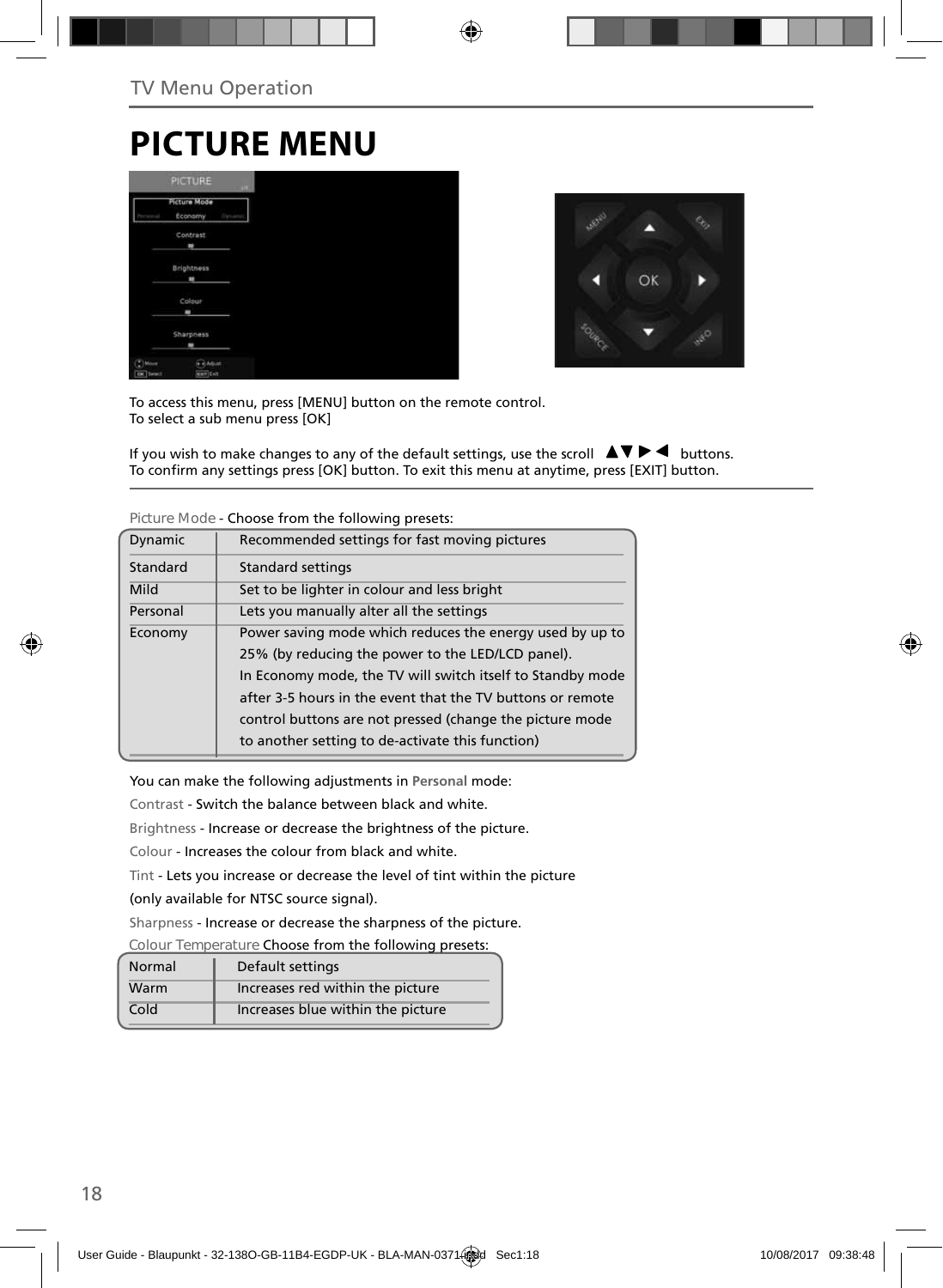# PICTURE MENU

To access this menu, press [MENU] button on the remote control.
To select a sub menu press [OK]

If you wish to make changes to any of the default settings, use the scroll ▲▼▶◀ buttons.
To confirm any settings press [OK] button. To exit this menu at anytime, press [EXIT] button.

Picture Mode - Choose from the following presets:

| | |
|---|---|
| Dynamic | Recommended settings for fast moving pictures |
| Standard | Standard settings |
| Mild | Set to be lighter in colour and less bright |
| Personal | Lets you manually alter all the settings |
| Economy | Power saving mode which reduces the energy used by up to 25% (by reducing the power to the LED/LCD panel). In Economy mode, the TV will switch itself to Standby mode after 3-5 hours in the event that the TV buttons or remote control buttons are not pressed (change the picture mode to another setting to de-activate this function) |

You can make the following adjustments in **Personal** mode:

Contrast - Switch the balance between black and white.

Brightness - Increase or decrease the brightness of the picture.

Colour - Increases the colour from black and white.

Tint - Lets you increase or decrease the level of tint within the picture (only available for NTSC source signal).

Sharpness - Increase or decrease the sharpness of the picture.

Colour Temperature Choose from the following presets:

| | |
|---|---|
| Normal | Default settings |
| Warm | Increases red within the picture |
| Cold | Increases blue within the picture |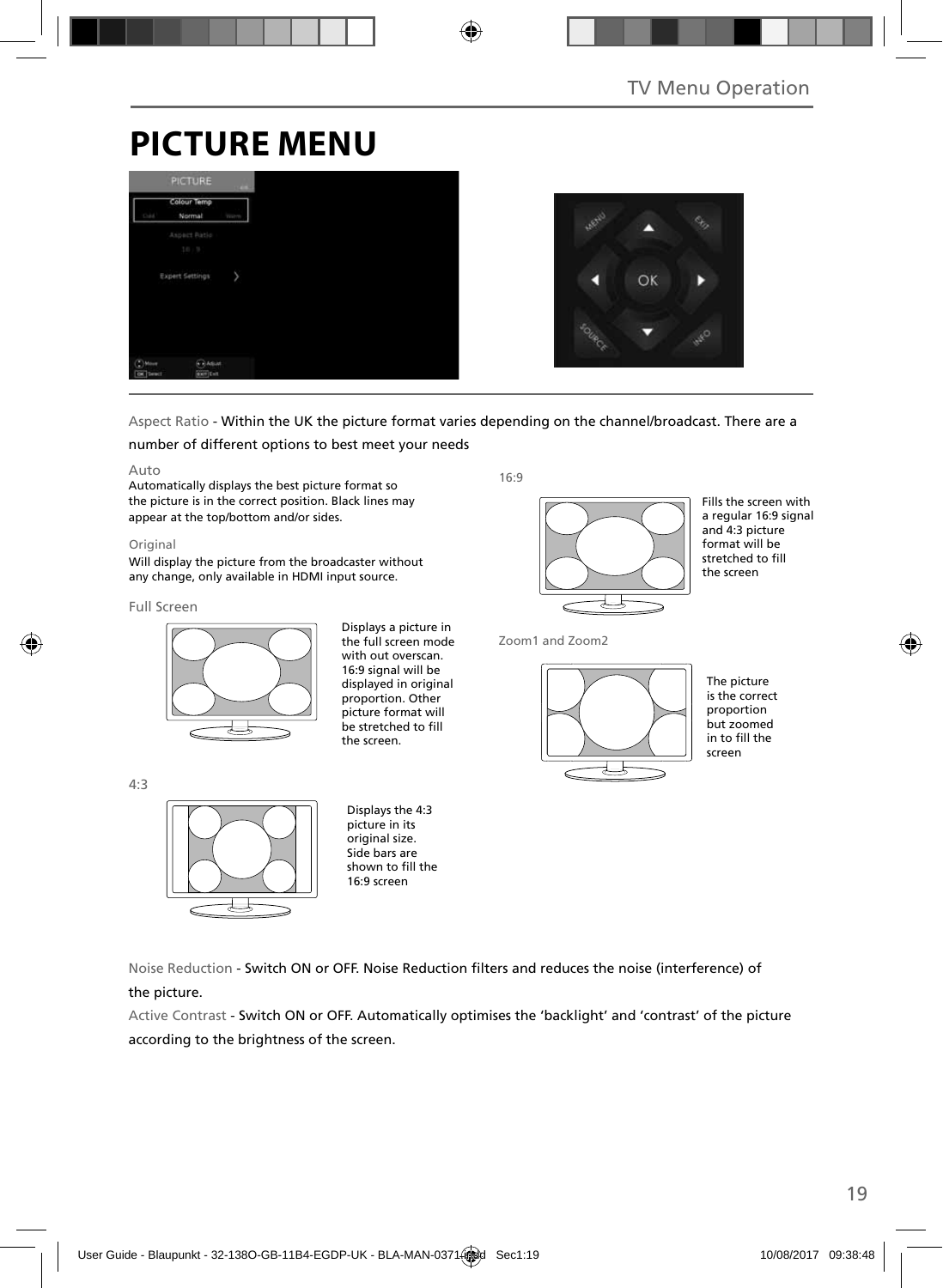# PICTURE MENU

Aspect Ratio - Within the UK the picture format varies depending on the channel/broadcast. There are a number of different options to best meet your needs

Auto
Automatically displays the best picture format so the picture is in the correct position. Black lines may appear at the top/bottom and/or sides.

Original
Will display the picture from the broadcaster without any change, only available in HDMI input source.

Full Screen

Displays a picture in the full screen mode with out overscan. 16:9 signal will be displayed in original proportion. Other picture format will be stretched to fill the screen.

4:3

Displays the 4:3 picture in its original size. Side bars are shown to fill the 16:9 screen

16:9

Fills the screen with a regular 16:9 signal and 4:3 picture format will be stretched to fill the screen

Zoom1 and Zoom2

The picture is the correct proportion but zoomed in to fill the screen

Noise Reduction - Switch ON or OFF. Noise Reduction filters and reduces the noise (interference) of the picture.

Active Contrast - Switch ON or OFF. Automatically optimises the 'backlight' and 'contrast' of the picture according to the brightness of the screen.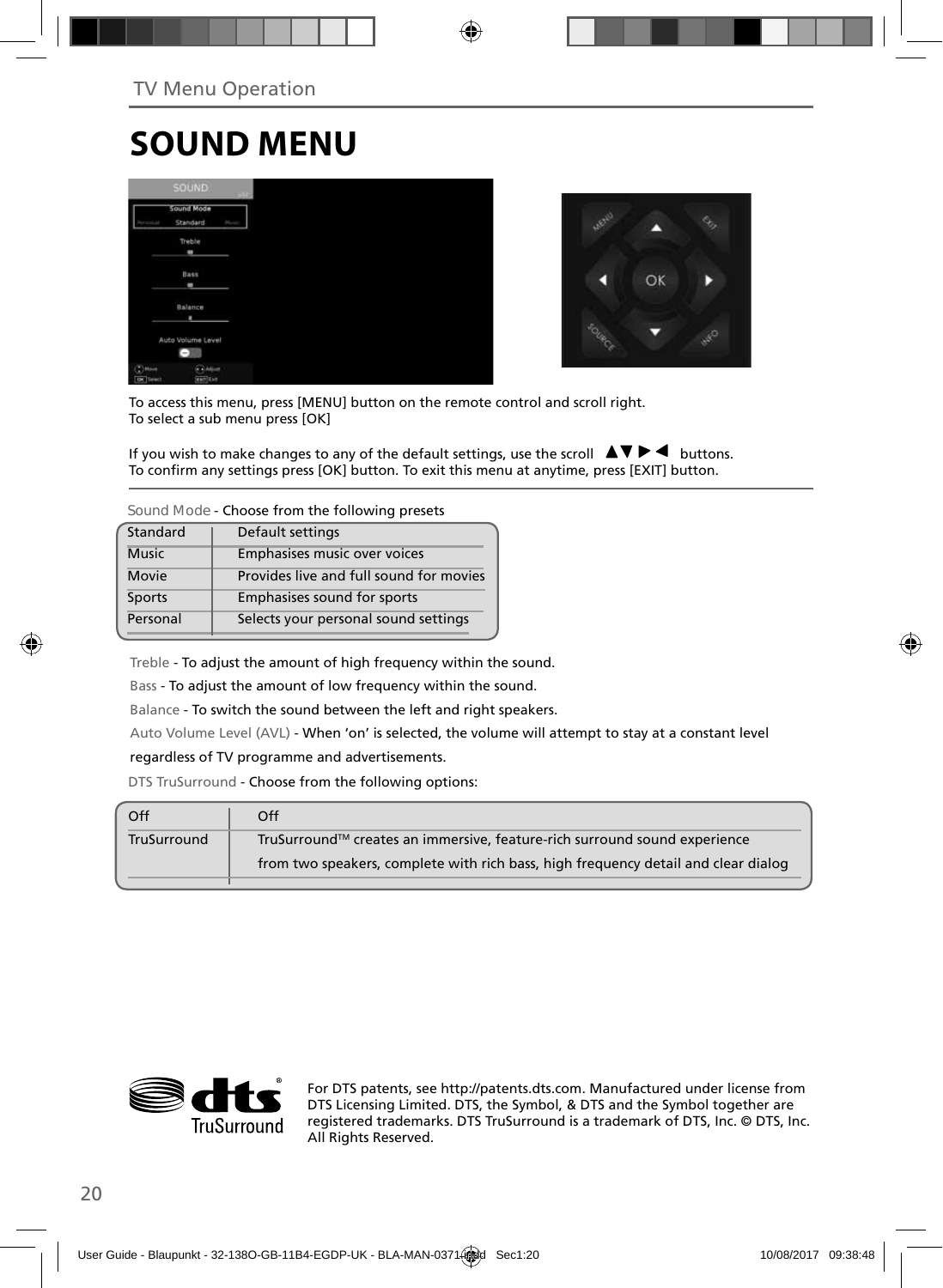TV Menu Operation

# SOUND MENU

To access this menu, press [MENU] button on the remote control and scroll right.
To select a sub menu press [OK]

If you wish to make changes to any of the default settings, use the scroll ▲▼ ▶ ◀ buttons.
To confirm any settings press [OK] button. To exit this menu at anytime, press [EXIT] button.

Sound Mode - Choose from the following presets

| | |
|---|---|
| Standard | Default settings |
| Music | Emphasises music over voices |
| Movie | Provides live and full sound for movies |
| Sports | Emphasises sound for sports |
| Personal | Selects your personal sound settings |

Treble - To adjust the amount of high frequency within the sound.

Bass - To adjust the amount of low frequency within the sound.

Balance - To switch the sound between the left and right speakers.

Auto Volume Level (AVL) - When 'on' is selected, the volume will attempt to stay at a constant level regardless of TV programme and advertisements.

DTS TruSurround - Choose from the following options:

| | |
|---|---|
| Off | Off |
| TruSurround | TruSurround™ creates an immersive, feature-rich surround sound experience from two speakers, complete with rich bass, high frequency detail and clear dialog |

For DTS patents, see http://patents.dts.com. Manufactured under license from DTS Licensing Limited. DTS, the Symbol, & DTS and the Symbol together are registered trademarks. DTS TruSurround is a trademark of DTS, Inc. © DTS, Inc. All Rights Reserved.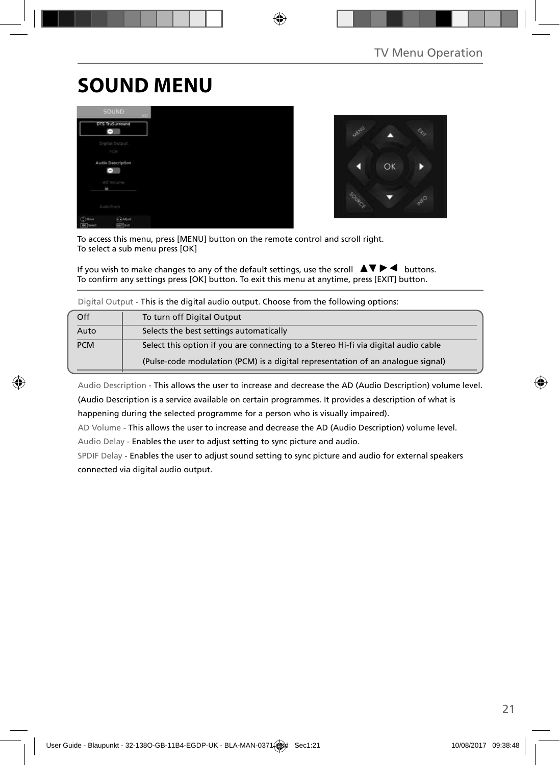# SOUND MENU

To access this menu, press [MENU] button on the remote control and scroll right.
To select a sub menu press [OK]

If you wish to make changes to any of the default settings, use the scroll ▲▼▶◀ buttons.
To confirm any settings press [OK] button. To exit this menu at anytime, press [EXIT] button.

Digital Output - This is the digital audio output. Choose from the following options:

| | |
|---|---|
| Off | To turn off Digital Output |
| Auto | Selects the best settings automatically |
| PCM | Select this option if you are connecting to a Stereo Hi-fi via digital audio cable (Pulse-code modulation (PCM) is a digital representation of an analogue signal) |

Audio Description - This allows the user to increase and decrease the AD (Audio Description) volume level. (Audio Description is a service available on certain programmes. It provides a description of what is happening during the selected programme for a person who is visually impaired).

AD Volume - This allows the user to increase and decrease the AD (Audio Description) volume level.

Audio Delay - Enables the user to adjust setting to sync picture and audio.

SPDIF Delay - Enables the user to adjust sound setting to sync picture and audio for external speakers connected via digital audio output.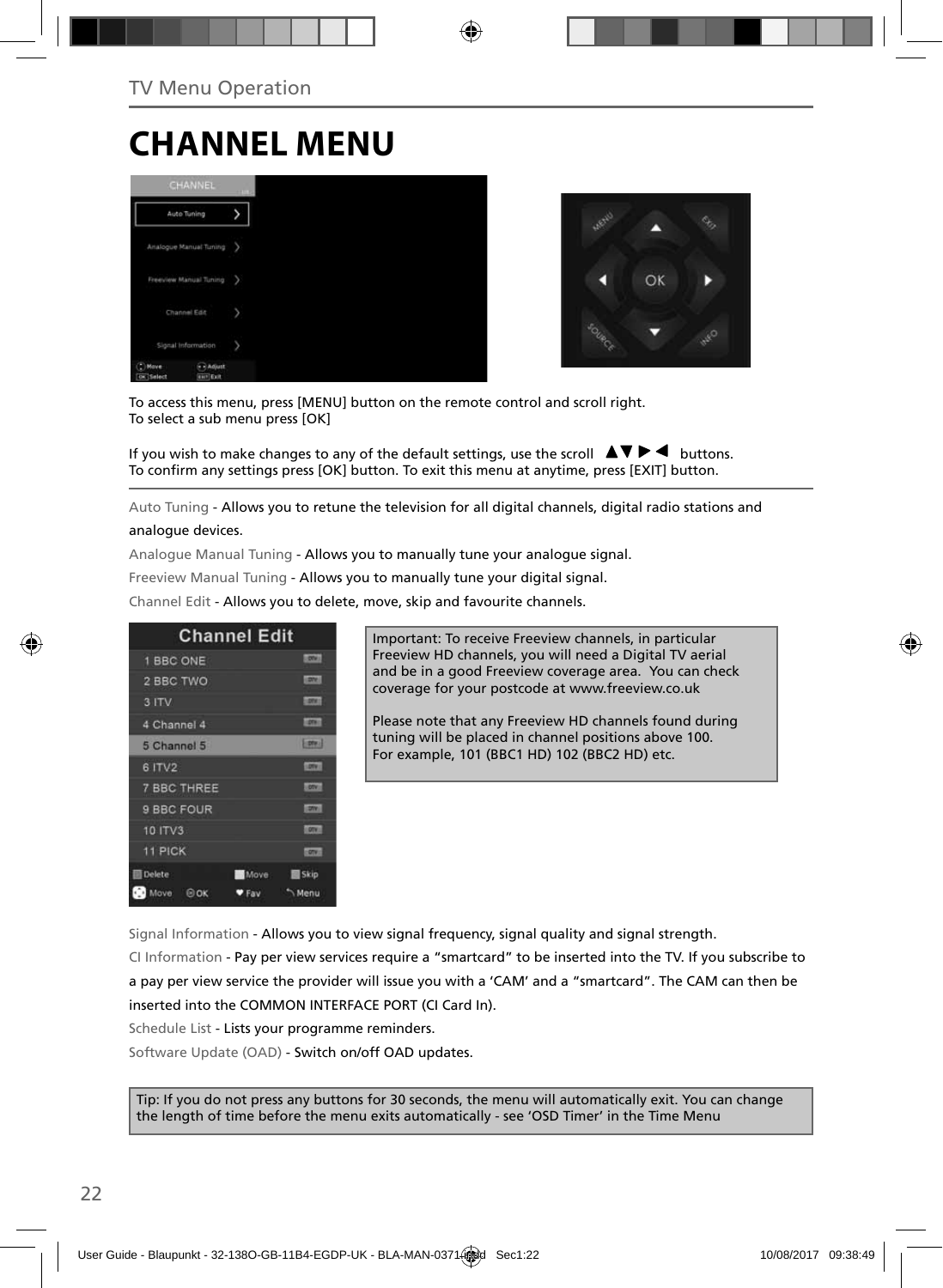TV Menu Operation

# CHANNEL MENU

To access this menu, press [MENU] button on the remote control and scroll right.
To select a sub menu press [OK]

If you wish to make changes to any of the default settings, use the scroll ▲▼▶◀ buttons.
To confirm any settings press [OK] button. To exit this menu at anytime, press [EXIT] button.

Auto Tuning - Allows you to retune the television for all digital channels, digital radio stations and analogue devices.

Analogue Manual Tuning - Allows you to manually tune your analogue signal.

Freeview Manual Tuning - Allows you to manually tune your digital signal.

Channel Edit - Allows you to delete, move, skip and favourite channels.

Important: To receive Freeview channels, in particular Freeview HD channels, you will need a Digital TV aerial and be in a good Freeview coverage area. You can check coverage for your postcode at www.freeview.co.uk

Please note that any Freeview HD channels found during tuning will be placed in channel positions above 100. For example, 101 (BBC1 HD) 102 (BBC2 HD) etc.

Signal Information - Allows you to view signal frequency, signal quality and signal strength.

CI Information - Pay per view services require a "smartcard" to be inserted into the TV. If you subscribe to a pay per view service the provider will issue you with a 'CAM' and a "smartcard". The CAM can then be inserted into the COMMON INTERFACE PORT (CI Card In).

Schedule List - Lists your programme reminders.

Software Update (OAD) - Switch on/off OAD updates.

Tip: If you do not press any buttons for 30 seconds, the menu will automatically exit. You can change the length of time before the menu exits automatically - see 'OSD Timer' in the Time Menu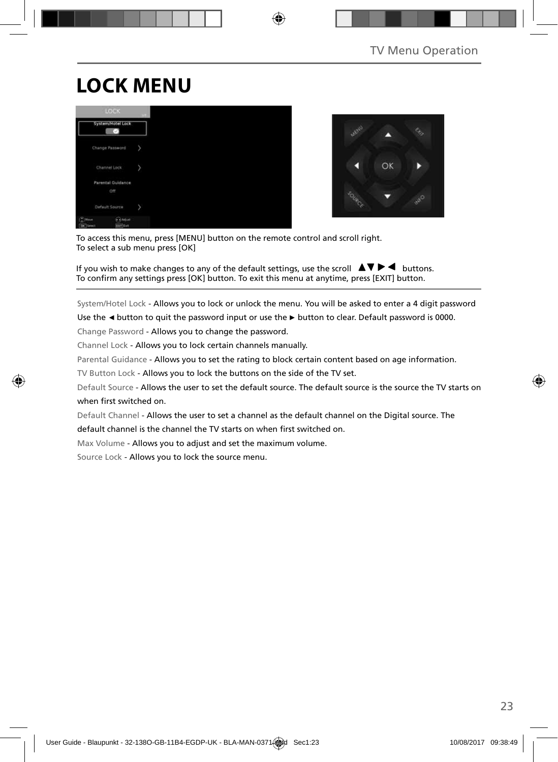# LOCK MENU

To access this menu, press [MENU] button on the remote control and scroll right.
To select a sub menu press [OK]

If you wish to make changes to any of the default settings, use the scroll ▲▼▶◀ buttons.
To confirm any settings press [OK] button. To exit this menu at anytime, press [EXIT] button.

System/Hotel Lock - Allows you to lock or unlock the menu. You will be asked to enter a 4 digit password
Use the ◄ button to quit the password input or use the ► button to clear. Default password is 0000.

Change Password - Allows you to change the password.

Channel Lock - Allows you to lock certain channels manually.

Parental Guidance - Allows you to set the rating to block certain content based on age information.

TV Button Lock - Allows you to lock the buttons on the side of the TV set.

Default Source - Allows the user to set the default source. The default source is the source the TV starts on when first switched on.

Default Channel - Allows the user to set a channel as the default channel on the Digital source. The default channel is the channel the TV starts on when first switched on.

Max Volume - Allows you to adjust and set the maximum volume.

Source Lock - Allows you to lock the source menu.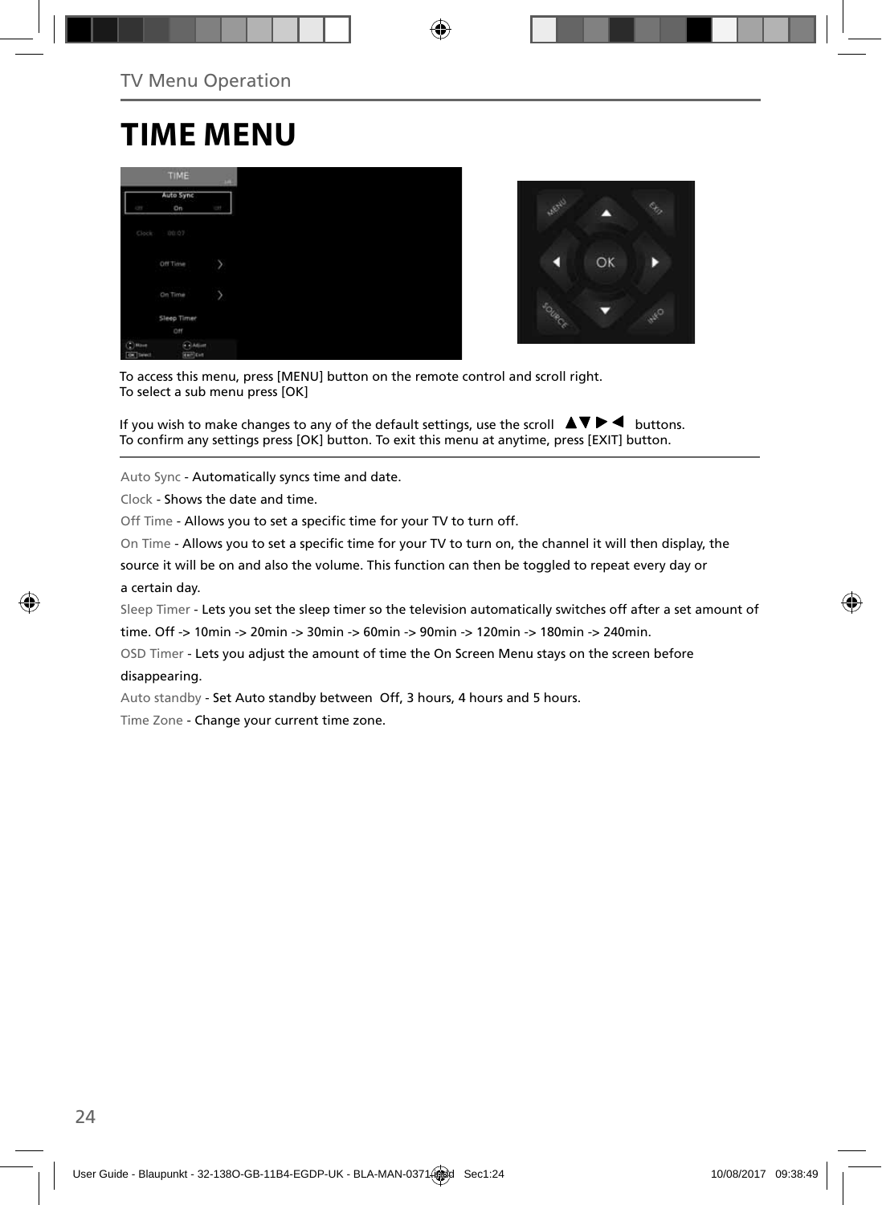TV Menu Operation

# TIME MENU

To access this menu, press [MENU] button on the remote control and scroll right.
To select a sub menu press [OK]

If you wish to make changes to any of the default settings, use the scroll ▲▼▶◀ buttons.
To confirm any settings press [OK] button. To exit this menu at anytime, press [EXIT] button.

Auto Sync - Automatically syncs time and date.

Clock - Shows the date and time.

Off Time - Allows you to set a specific time for your TV to turn off.

On Time - Allows you to set a specific time for your TV to turn on, the channel it will then display, the source it will be on and also the volume. This function can then be toggled to repeat every day or a certain day.

Sleep Timer - Lets you set the sleep timer so the television automatically switches off after a set amount of time. Off -> 10min -> 20min -> 30min -> 60min -> 90min -> 120min -> 180min -> 240min.

OSD Timer - Lets you adjust the amount of time the On Screen Menu stays on the screen before disappearing.

Auto standby - Set Auto standby between Off, 3 hours, 4 hours and 5 hours.

Time Zone - Change your current time zone.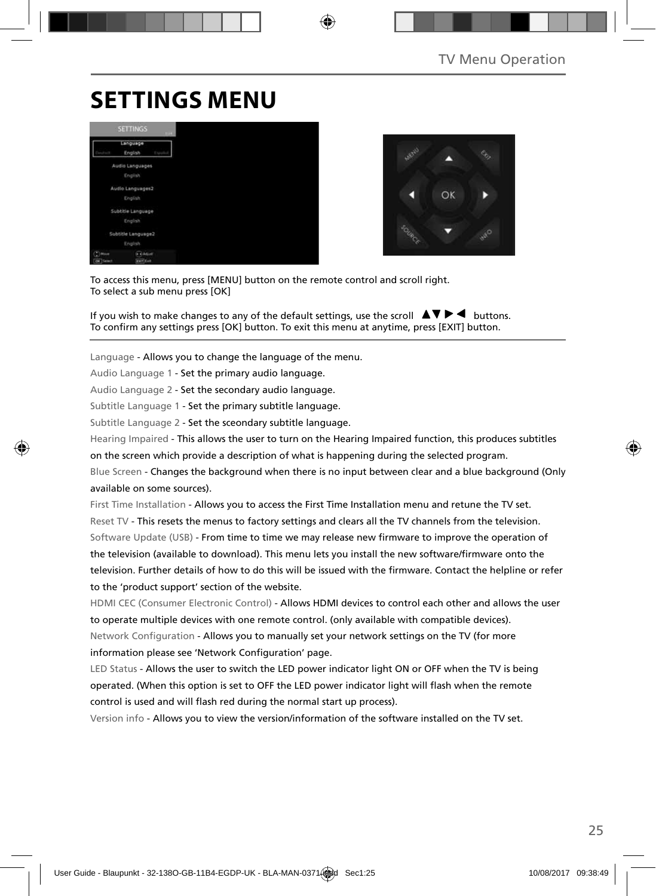# SETTINGS MENU

To access this menu, press [MENU] button on the remote control and scroll right.
To select a sub menu press [OK]

If you wish to make changes to any of the default settings, use the scroll ▲▼ ▶ ◀ buttons.
To confirm any settings press [OK] button. To exit this menu at anytime, press [EXIT] button.

Language - Allows you to change the language of the menu.

Audio Language 1 - Set the primary audio language.

Audio Language 2 - Set the secondary audio language.

Subtitle Language 1 - Set the primary subtitle language.

Subtitle Language 2 - Set the sceondary subtitle language.

Hearing Impaired - This allows the user to turn on the Hearing Impaired function, this produces subtitles on the screen which provide a description of what is happening during the selected program.

Blue Screen - Changes the background when there is no input between clear and a blue background (Only available on some sources).

First Time Installation - Allows you to access the First Time Installation menu and retune the TV set.

Reset TV - This resets the menus to factory settings and clears all the TV channels from the television.

Software Update (USB) - From time to time we may release new firmware to improve the operation of the television (available to download). This menu lets you install the new software/firmware onto the television. Further details of how to do this will be issued with the firmware. Contact the helpline or refer to the 'product support' section of the website.

HDMI CEC (Consumer Electronic Control) - Allows HDMI devices to control each other and allows the user to operate multiple devices with one remote control. (only available with compatible devices).

Network Configuration - Allows you to manually set your network settings on the TV (for more information please see 'Network Configuration' page.

LED Status - Allows the user to switch the LED power indicator light ON or OFF when the TV is being operated. (When this option is set to OFF the LED power indicator light will flash when the remote control is used and will flash red during the normal start up process).

Version info - Allows you to view the version/information of the software installed on the TV set.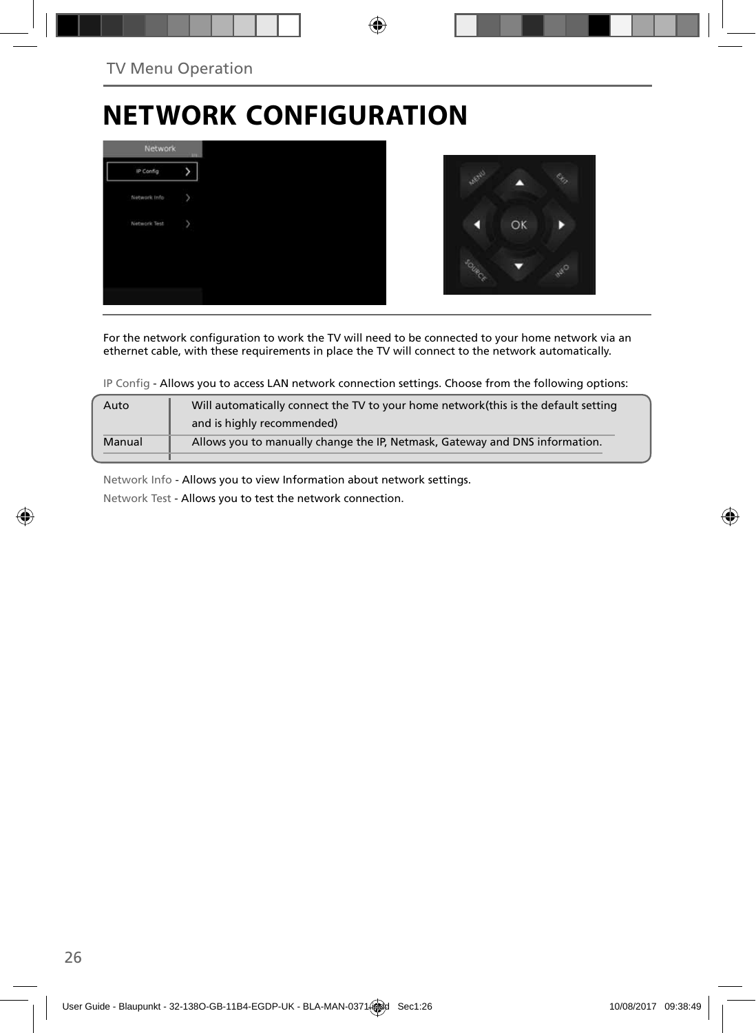# NETWORK CONFIGURATION

For the network configuration to work the TV will need to be connected to your home network via an ethernet cable, with these requirements in place the TV will connect to the network automatically.

IP Config - Allows you to access LAN network connection settings. Choose from the following options:

| | |
|---|---|
| Auto | Will automatically connect the TV to your home network(this is the default setting and is highly recommended) |
| Manual | Allows you to manually change the IP, Netmask, Gateway and DNS information. |

Network Info - Allows you to view Information about network settings.

Network Test - Allows you to test the network connection.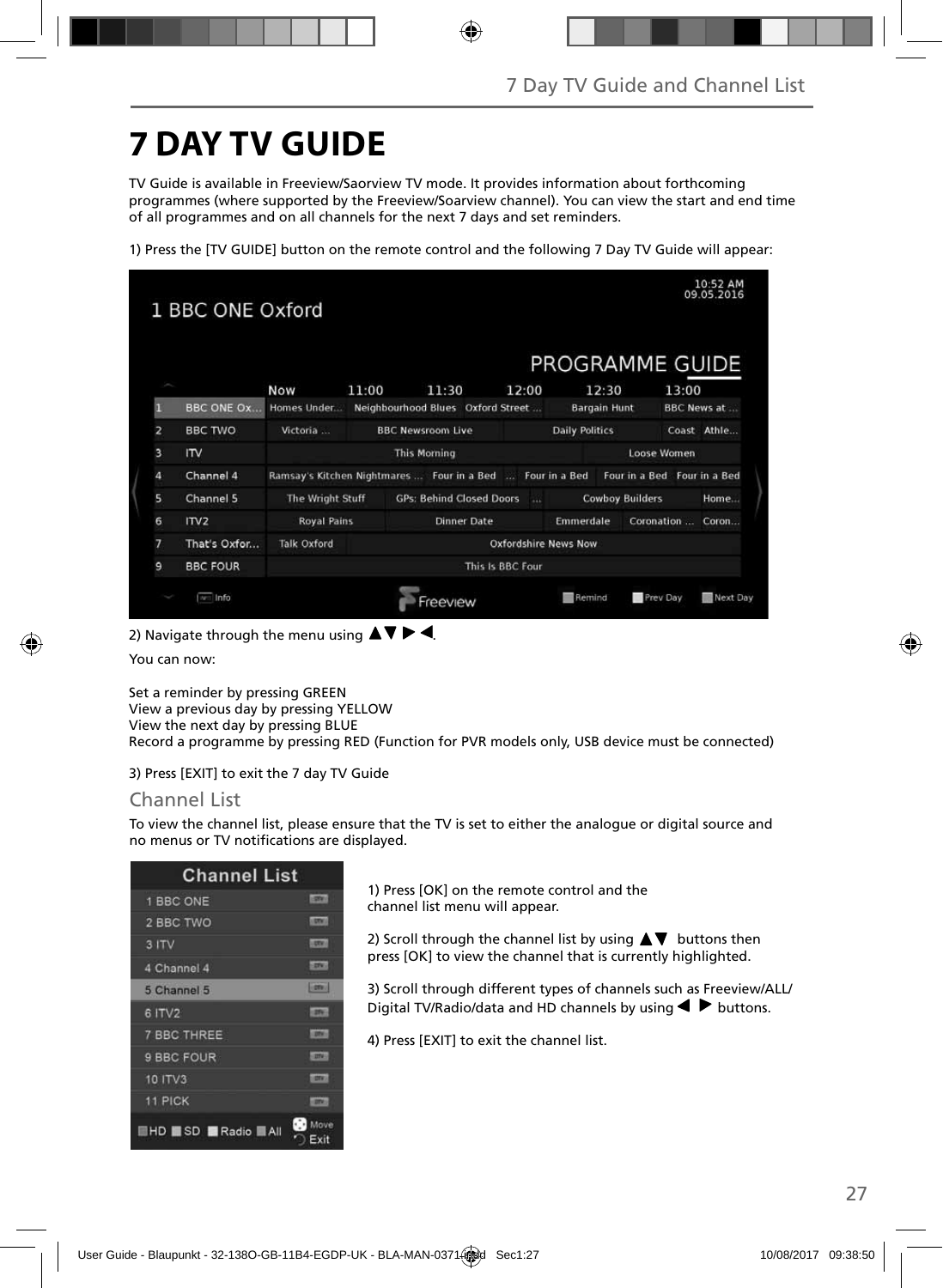# 7 DAY TV GUIDE

TV Guide is available in Freeview/Saorview TV mode. It provides information about forthcoming programmes (where supported by the Freeview/Soarview channel). You can view the start and end time of all programmes and on all channels for the next 7 days and set reminders.

1) Press the [TV GUIDE] button on the remote control and the following 7 Day TV Guide will appear:

2) Navigate through the menu using ▲▼ ▶ ◀.

You can now:

Set a reminder by pressing GREEN
View a previous day by pressing YELLOW
View the next day by pressing BLUE
Record a programme by pressing RED (Function for PVR models only, USB device must be connected)

3) Press [EXIT] to exit the 7 day TV Guide

## Channel List

To view the channel list, please ensure that the TV is set to either the analogue or digital source and no menus or TV notifications are displayed.

1) Press [OK] on the remote control and the channel list menu will appear.

2) Scroll through the channel list by using ▲▼ buttons then press [OK] to view the channel that is currently highlighted.

3) Scroll through different types of channels such as Freeview/ALL/ Digital TV/Radio/data and HD channels by using ◀ ▶ buttons.

4) Press [EXIT] to exit the channel list.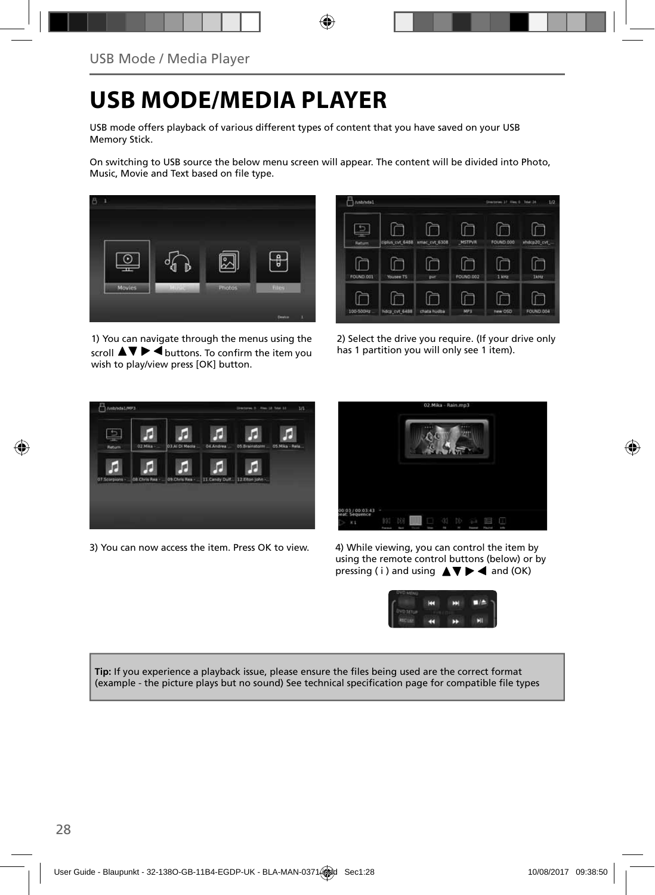# USB MODE/MEDIA PLAYER

USB mode offers playback of various different types of content that you have saved on your USB Memory Stick.

On switching to USB source the below menu screen will appear. The content will be divided into Photo, Music, Movie and Text based on file type.

1) You can navigate through the menus using the scroll ▲▼▶◀ buttons. To confirm the item you wish to play/view press [OK] button.

2) Select the drive you require. (If your drive only has 1 partition you will only see 1 item).

3) You can now access the item. Press OK to view.

4) While viewing, you can control the item by using the remote control buttons (below) or by pressing ( i ) and using ▲▼▶◀ and (OK)

**Tip:** If you experience a playback issue, please ensure the files being used are the correct format (example - the picture plays but no sound) See technical specification page for compatible file types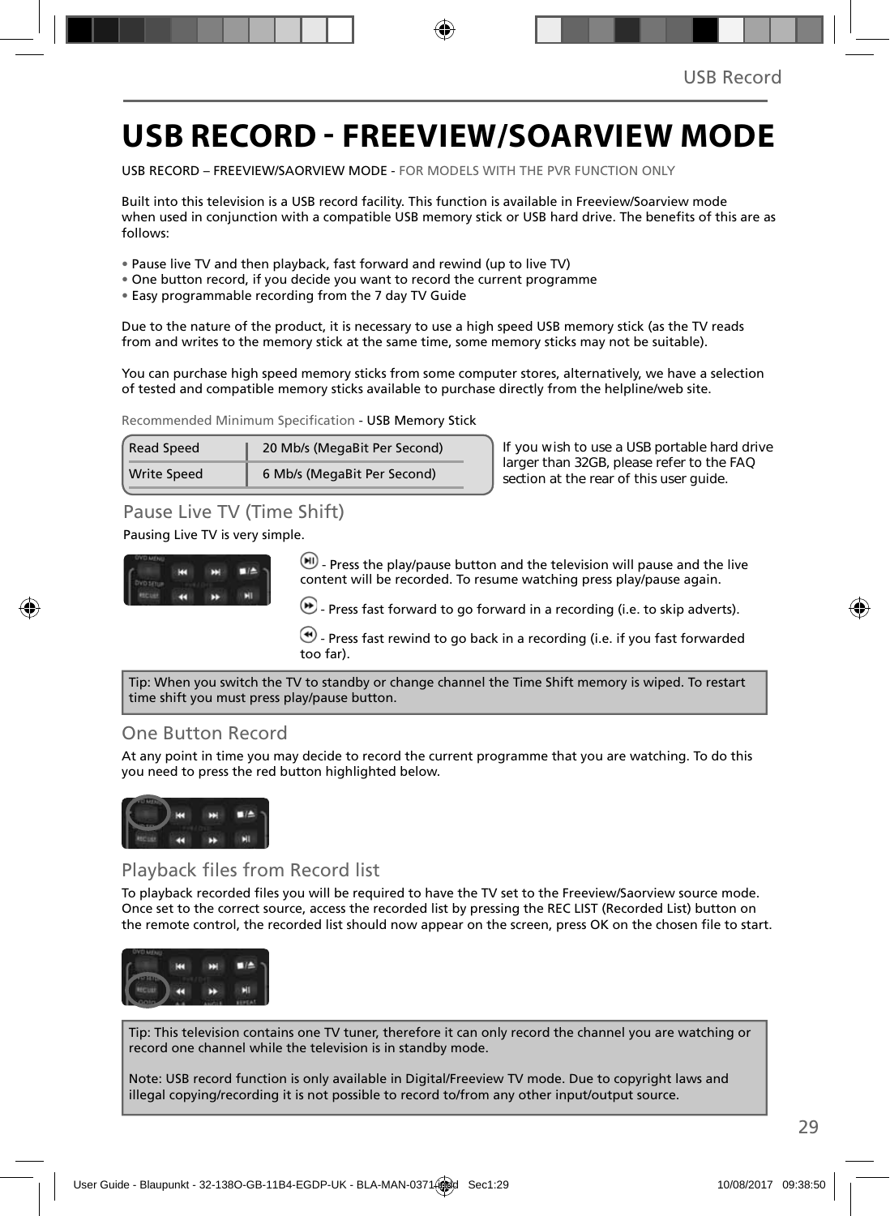# USB RECORD - FREEVIEW/SOARVIEW MODE

USB RECORD – FREEVIEW/SAORVIEW MODE - FOR MODELS WITH THE PVR FUNCTION ONLY

Built into this television is a USB record facility. This function is available in Freeview/Soarview mode when used in conjunction with a compatible USB memory stick or USB hard drive. The benefits of this are as follows:

- Pause live TV and then playback, fast forward and rewind (up to live TV)
- One button record, if you decide you want to record the current programme
- Easy programmable recording from the 7 day TV Guide

Due to the nature of the product, it is necessary to use a high speed USB memory stick (as the TV reads from and writes to the memory stick at the same time, some memory sticks may not be suitable).

You can purchase high speed memory sticks from some computer stores, alternatively, we have a selection of tested and compatible memory sticks available to purchase directly from the helpline/web site.

Recommended Minimum Specification - USB Memory Stick

| Read Speed | 20 Mb/s (MegaBit Per Second) |
|---|---|
| Write Speed | 6 Mb/s (MegaBit Per Second) |

If you wish to use a USB portable hard drive larger than 32GB, please refer to the FAQ section at the rear of this user guide.

## Pause Live TV (Time Shift)

Pausing Live TV is very simple.

- Press the play/pause button and the television will pause and the live content will be recorded. To resume watching press play/pause again.

- Press fast forward to go forward in a recording (i.e. to skip adverts).

- Press fast rewind to go back in a recording (i.e. if you fast forwarded too far).

Tip: When you switch the TV to standby or change channel the Time Shift memory is wiped. To restart time shift you must press play/pause button.

## One Button Record

At any point in time you may decide to record the current programme that you are watching. To do this you need to press the red button highlighted below.

## Playback files from Record list

To playback recorded files you will be required to have the TV set to the Freeview/Saorview source mode. Once set to the correct source, access the recorded list by pressing the REC LIST (Recorded List) button on the remote control, the recorded list should now appear on the screen, press OK on the chosen file to start.

Tip: This television contains one TV tuner, therefore it can only record the channel you are watching or record one channel while the television is in standby mode.

Note: USB record function is only available in Digital/Freeview TV mode. Due to copyright laws and illegal copying/recording it is not possible to record to/from any other input/output source.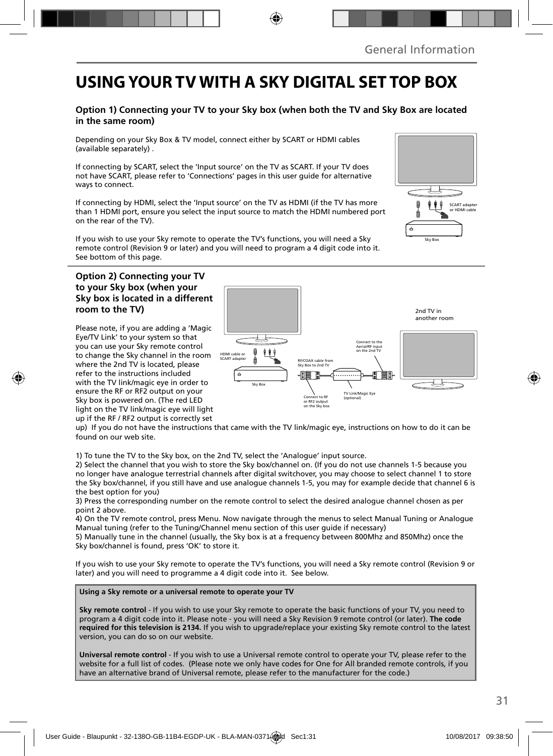# USING YOUR TV WITH A SKY DIGITAL SET TOP BOX

### Option 1) Connecting your TV to your Sky box (when both the TV and Sky Box are located in the same room)

Depending on your Sky Box & TV model, connect either by SCART or HDMI cables (available separately) .

If connecting by SCART, select the 'Input source' on the TV as SCART. If your TV does not have SCART, please refer to 'Connections' pages in this user guide for alternative ways to connect.

If connecting by HDMI, select the 'Input source' on the TV as HDMI (if the TV has more than 1 HDMI port, ensure you select the input source to match the HDMI numbered port on the rear of the TV).

If you wish to use your Sky remote to operate the TV's functions, you will need a Sky remote control (Revision 9 or later) and you will need to program a 4 digit code into it. See bottom of this page.

SCART adapter or HDMI cable

Sky Box

### Option 2) Connecting your TV to your Sky box (when your Sky box is located in a different room to the TV)

Please note, if you are adding a 'Magic Eye/TV Link' to your system so that you can use your Sky remote control to change the Sky channel in the room where the 2nd TV is located, please refer to the instructions included with the TV link/magic eye in order to ensure the RF or RF2 output on your Sky box is powered on. (The red LED light on the TV link/magic eye will light up if the RF / RF2 output is correctly set up) If you do not have the instructions that came with the TV link/magic eye, instructions on how to do it can be found on our web site.

HDMI cable or SCART adapter

Sky Box

RF/COAX cable from Sky Box to 2nd TV

Connect to RF or RF2 output on the Sky box

TV Link/Magic Eye (optional)

Connect to the Aerial/RF input on the 2nd TV

2nd TV in another room

1) To tune the TV to the Sky box, on the 2nd TV, select the 'Analogue' input source.
2) Select the channel that you wish to store the Sky box/channel on. (If you do not use channels 1-5 because you no longer have analogue terrestrial channels after digital switchover, you may choose to select channel 1 to store the Sky box/channel, if you still have and use analogue channels 1-5, you may for example decide that channel 6 is the best option for you)
3) Press the corresponding number on the remote control to select the desired analogue channel chosen as per point 2 above.
4) On the TV remote control, press Menu. Now navigate through the menus to select Manual Tuning or Analogue Manual tuning (refer to the Tuning/Channel menu section of this user guide if necessary)
5) Manually tune in the channel (usually, the Sky box is at a frequency between 800Mhz and 850Mhz) once the Sky box/channel is found, press 'OK' to store it.

If you wish to use your Sky remote to operate the TV's functions, you will need a Sky remote control (Revision 9 or later) and you will need to programme a 4 digit code into it. See below.

**Using a Sky remote or a universal remote to operate your TV**

**Sky remote control** - If you wish to use your Sky remote to operate the basic functions of your TV, you need to program a 4 digit code into it. Please note - you will need a Sky Revision 9 remote control (or later). **The code required for this television is 2134.** If you wish to upgrade/replace your existing Sky remote control to the latest version, you can do so on our website.

**Universal remote control** - If you wish to use a Universal remote control to operate your TV, please refer to the website for a full list of codes. (Please note we only have codes for One for All branded remote controls, if you have an alternative brand of Universal remote, please refer to the manufacturer for the code.)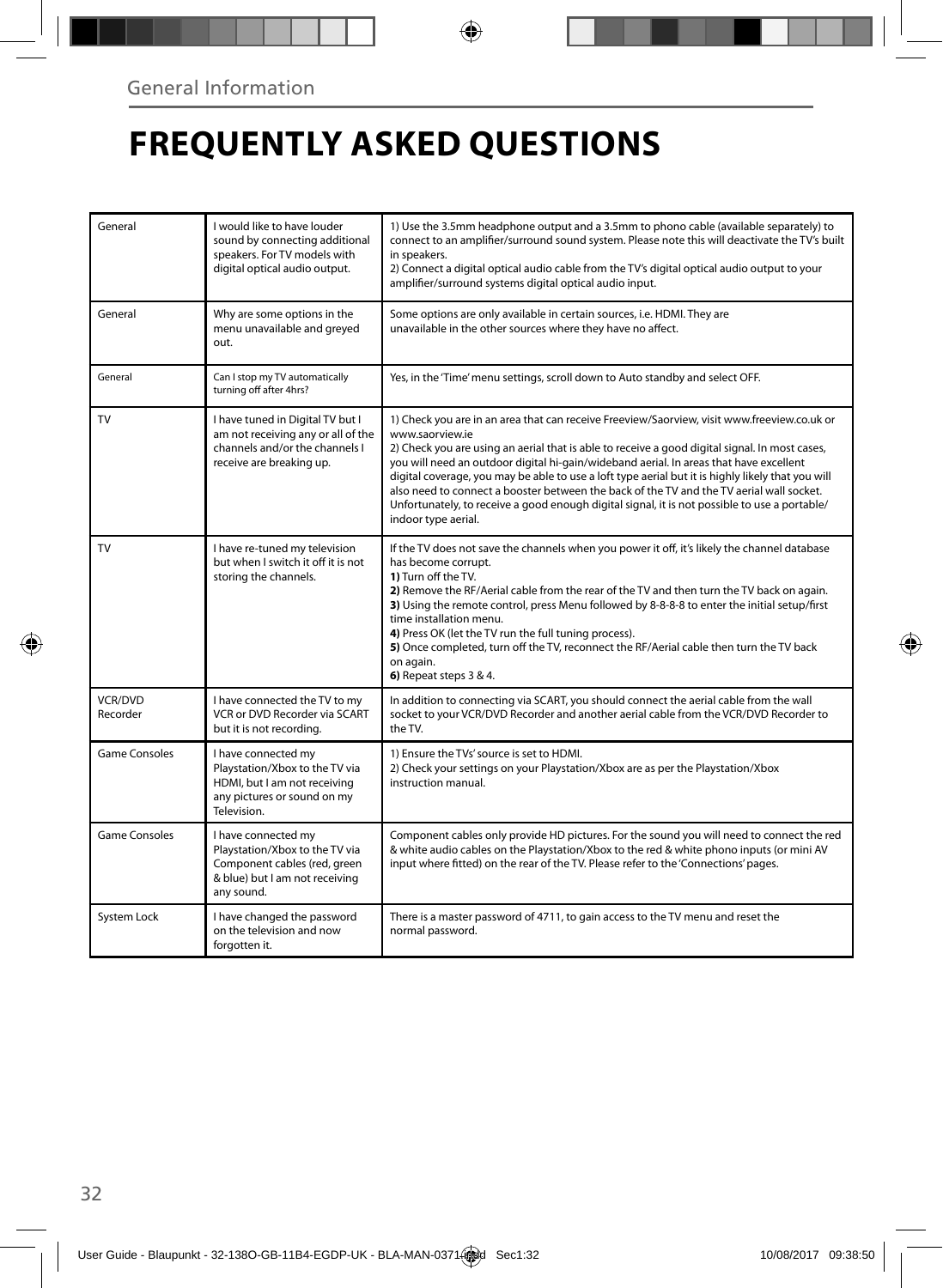General Information

# FREQUENTLY ASKED QUESTIONS

| | | |
|---|---|---|
| General | I would like to have louder sound by connecting additional speakers. For TV models with digital optical audio output. | 1) Use the 3.5mm headphone output and a 3.5mm to phono cable (available separately) to connect to an amplifier/surround sound system. Please note this will deactivate the TV's built in speakers.<br>2) Connect a digital optical audio cable from the TV's digital optical audio output to your amplifier/surround systems digital optical audio input. |
| General | Why are some options in the menu unavailable and greyed out. | Some options are only available in certain sources, i.e. HDMI. They are unavailable in the other sources where they have no affect. |
| General | Can I stop my TV automatically turning off after 4hrs? | Yes, in the 'Time' menu settings, scroll down to Auto standby and select OFF. |
| TV | I have tuned in Digital TV but I am not receiving any or all of the channels and/or the channels I receive are breaking up. | 1) Check you are in an area that can receive Freeview/Saorview, visit www.freeview.co.uk or www.saorview.ie<br>2) Check you are using an aerial that is able to receive a good digital signal. In most cases, you will need an outdoor digital hi-gain/wideband aerial. In areas that have excellent digital coverage, you may be able to use a loft type aerial but it is highly likely that you will also need to connect a booster between the back of the TV and the TV aerial wall socket. Unfortunately, to receive a good enough digital signal, it is not possible to use a portable/indoor type aerial. |
| TV | I have re-tuned my television but when I switch it off it is not storing the channels. | If the TV does not save the channels when you power it off, it's likely the channel database has become corrupt.<br>**1)** Turn off the TV.<br>**2)** Remove the RF/Aerial cable from the rear of the TV and then turn the TV back on again.<br>**3)** Using the remote control, press Menu followed by 8-8-8-8 to enter the initial setup/first time installation menu.<br>**4)** Press OK (let the TV run the full tuning process).<br>**5)** Once completed, turn off the TV, reconnect the RF/Aerial cable then turn the TV back on again.<br>**6)** Repeat steps 3 & 4. |
| VCR/DVD Recorder | I have connected the TV to my VCR or DVD Recorder via SCART but it is not recording. | In addition to connecting via SCART, you should connect the aerial cable from the wall socket to your VCR/DVD Recorder and another aerial cable from the VCR/DVD Recorder to the TV. |
| Game Consoles | I have connected my Playstation/Xbox to the TV via HDMI, but I am not receiving any pictures or sound on my Television. | 1) Ensure the TVs' source is set to HDMI.<br>2) Check your settings on your Playstation/Xbox are as per the Playstation/Xbox instruction manual. |
| Game Consoles | I have connected my Playstation/Xbox to the TV via Component cables (red, green & blue) but I am not receiving any sound. | Component cables only provide HD pictures. For the sound you will need to connect the red & white audio cables on the Playstation/Xbox to the red & white phono inputs (or mini AV input where fitted) on the rear of the TV. Please refer to the 'Connections' pages. |
| System Lock | I have changed the password on the television and now forgotten it. | There is a master password of 4711, to gain access to the TV menu and reset the normal password. |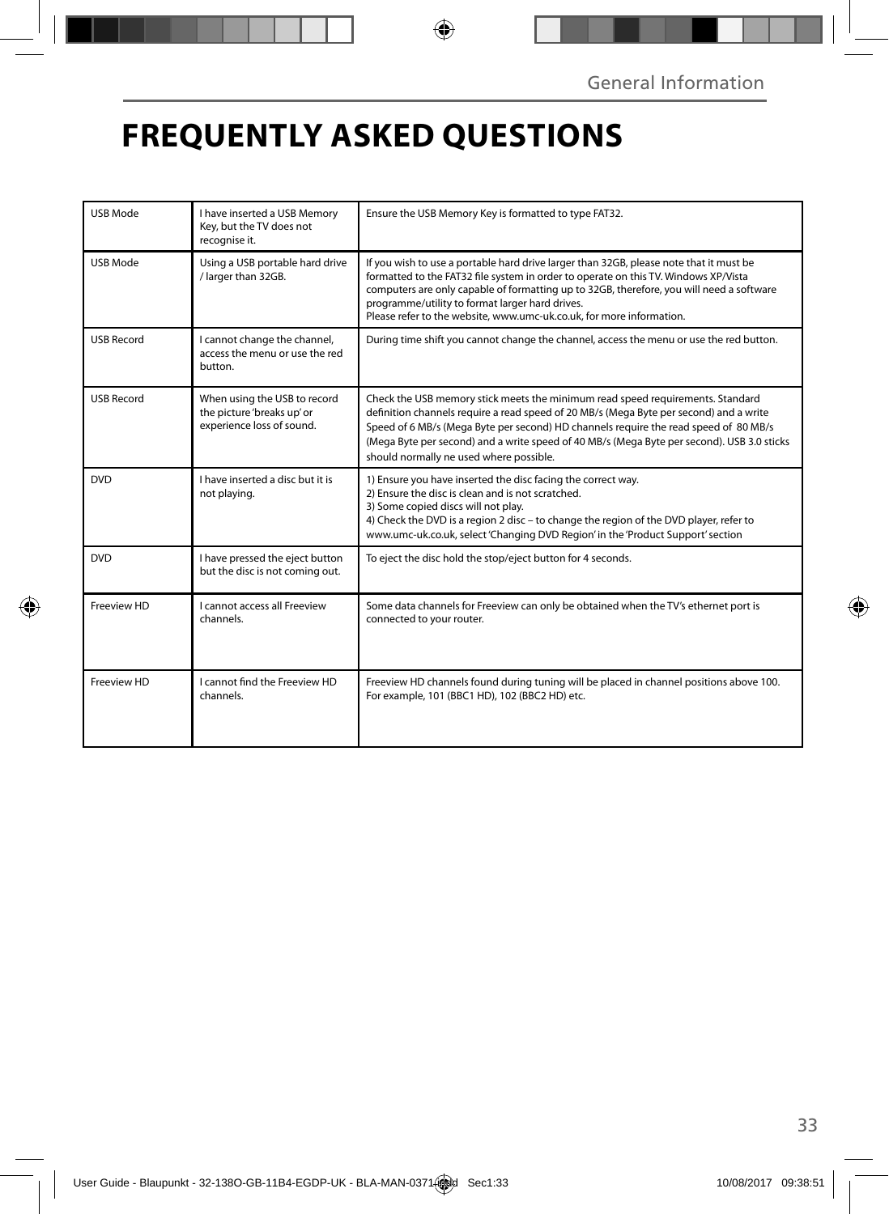# FREQUENTLY ASKED QUESTIONS

| | | |
|---|---|---|
| USB Mode | I have inserted a USB Memory Key, but the TV does not recognise it. | Ensure the USB Memory Key is formatted to type FAT32. |
| USB Mode | Using a USB portable hard drive / larger than 32GB. | If you wish to use a portable hard drive larger than 32GB, please note that it must be formatted to the FAT32 file system in order to operate on this TV. Windows XP/Vista computers are only capable of formatting up to 32GB, therefore, you will need a software programme/utility to format larger hard drives.<br>Please refer to the website, www.umc-uk.co.uk, for more information. |
| USB Record | I cannot change the channel, access the menu or use the red button. | During time shift you cannot change the channel, access the menu or use the red button. |
| USB Record | When using the USB to record the picture 'breaks up' or experience loss of sound. | Check the USB memory stick meets the minimum read speed requirements. Standard definition channels require a read speed of 20 MB/s (Mega Byte per second) and a write Speed of 6 MB/s (Mega Byte per second) HD channels require the read speed of 80 MB/s (Mega Byte per second) and a write speed of 40 MB/s (Mega Byte per second). USB 3.0 sticks should normally ne used where possible. |
| DVD | I have inserted a disc but it is not playing. | 1) Ensure you have inserted the disc facing the correct way.<br>2) Ensure the disc is clean and is not scratched.<br>3) Some copied discs will not play.<br>4) Check the DVD is a region 2 disc – to change the region of the DVD player, refer to www.umc-uk.co.uk, select 'Changing DVD Region' in the 'Product Support' section |
| DVD | I have pressed the eject button but the disc is not coming out. | To eject the disc hold the stop/eject button for 4 seconds. |
| Freeview HD | I cannot access all Freeview channels. | Some data channels for Freeview can only be obtained when the TV's ethernet port is connected to your router. |
| Freeview HD | I cannot find the Freeview HD channels. | Freeview HD channels found during tuning will be placed in channel positions above 100. For example, 101 (BBC1 HD), 102 (BBC2 HD) etc. |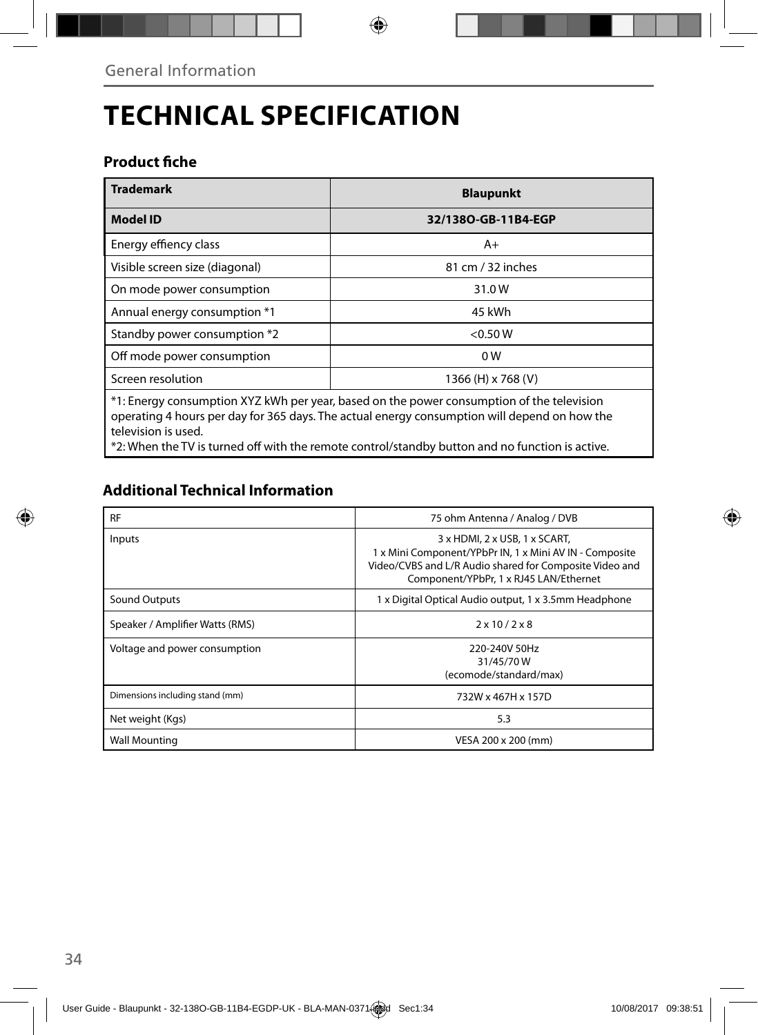# TECHNICAL SPECIFICATION

## Product fiche

| Trademark | Blaupunkt |
|---|---|
| **Model ID** | **32/138O-GB-11B4-EGP** |
| Energy effiency class | A+ |
| Visible screen size (diagonal) | 81 cm / 32 inches |
| On mode power consumption | 31.0 W |
| Annual energy consumption *1 | 45 kWh |
| Standby power consumption *2 | <0.50 W |
| Off mode power consumption | 0 W |
| Screen resolution | 1366 (H) x 768 (V) |

*1: Energy consumption XYZ kWh per year, based on the power consumption of the television operating 4 hours per day for 365 days. The actual energy consumption will depend on how the television is used.
*2: When the TV is turned off with the remote control/standby button and no function is active.

## Additional Technical Information

| RF | 75 ohm Antenna / Analog / DVB |
|---|---|
| Inputs | 3 x HDMI, 2 x USB, 1 x SCART, 1 x Mini Component/YPbPr IN, 1 x Mini AV IN - Composite Video/CVBS and L/R Audio shared for Composite Video and Component/YPbPr, 1 x RJ45 LAN/Ethernet |
| Sound Outputs | 1 x Digital Optical Audio output, 1 x 3.5mm Headphone |
| Speaker / Amplifier Watts (RMS) | 2 x 10 / 2 x 8 |
| Voltage and power consumption | 220-240V 50Hz<br>31/45/70 W<br>(ecomode/standard/max) |
| Dimensions including stand (mm) | 732W x 467H x 157D |
| Net weight (Kgs) | 5.3 |
| Wall Mounting | VESA 200 x 200 (mm) |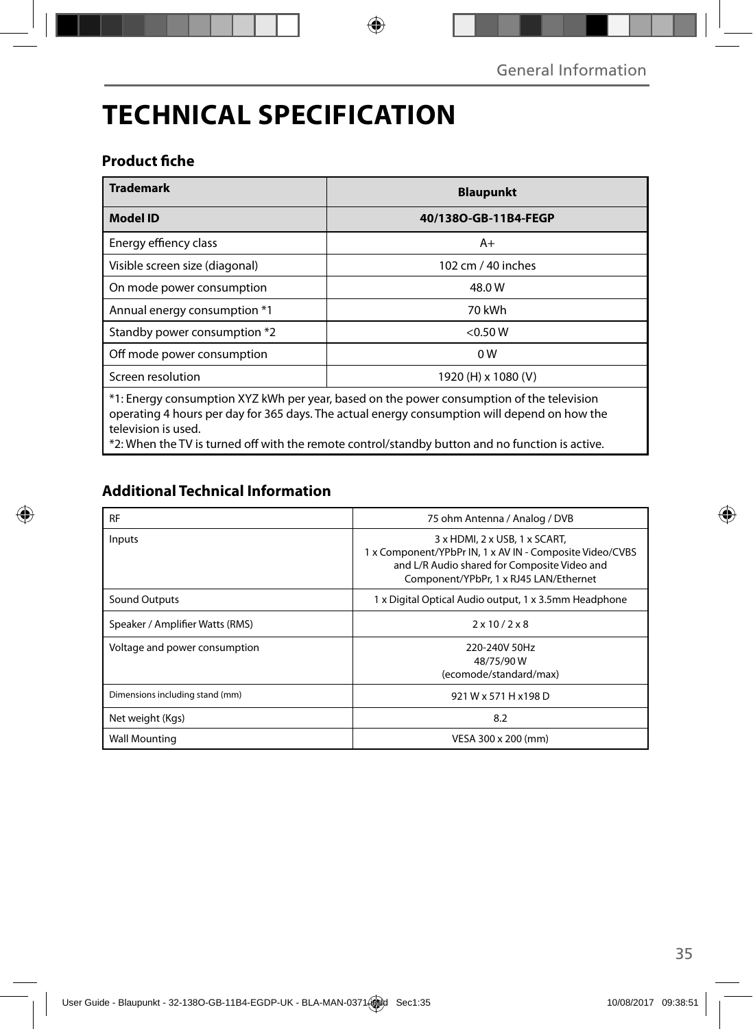# TECHNICAL SPECIFICATION

### Product fiche

| Trademark | Blaupunkt |
|---|---|
| **Model ID** | **40/138O-GB-11B4-FEGP** |
| Energy effiency class | A+ |
| Visible screen size (diagonal) | 102 cm / 40 inches |
| On mode power consumption | 48.0 W |
| Annual energy consumption *1 | 70 kWh |
| Standby power consumption *2 | <0.50 W |
| Off mode power consumption | 0 W |
| Screen resolution | 1920 (H) x 1080 (V) |

*1: Energy consumption XYZ kWh per year, based on the power consumption of the television operating 4 hours per day for 365 days. The actual energy consumption will depend on how the television is used.
*2: When the TV is turned off with the remote control/standby button and no function is active.

### Additional Technical Information

| RF | 75 ohm Antenna / Analog / DVB |
|---|---|
| Inputs | 3 x HDMI, 2 x USB, 1 x SCART, 1 x Component/YPbPr IN, 1 x AV IN - Composite Video/CVBS and L/R Audio shared for Composite Video and Component/YPbPr, 1 x RJ45 LAN/Ethernet |
| Sound Outputs | 1 x Digital Optical Audio output, 1 x 3.5mm Headphone |
| Speaker / Amplifier Watts (RMS) | 2 x 10 / 2 x 8 |
| Voltage and power consumption | 220-240V 50Hz 48/75/90 W (ecomode/standard/max) |
| Dimensions including stand (mm) | 921 W x 571 H x198 D |
| Net weight (Kgs) | 8.2 |
| Wall Mounting | VESA 300 x 200 (mm) |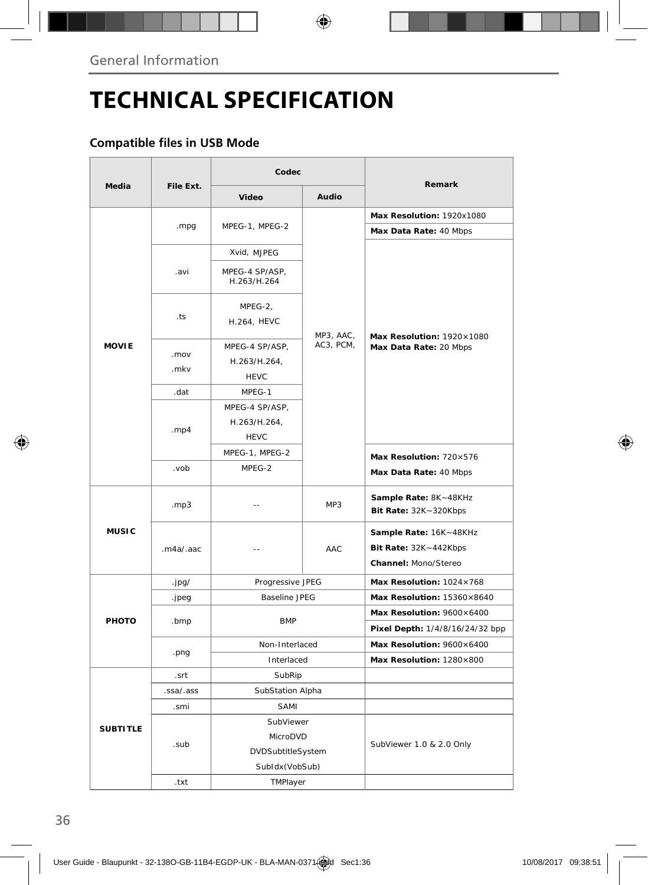# TECHNICAL SPECIFICATION

## Compatible files in USB Mode

| Media | File Ext. | Codec | | Remark |
|---|---|---|---|---|
| | | Video | Audio | |
| MOVIE | .mpg | MPEG-1, MPEG-2 | MP3, AAC, AC3, PCM, | **Max Resolution:** 1920x1080 |
| | | | | **Max Data Rate:** 40 Mbps |
| | .avi | Xvid, MJPEG | | **Max Resolution:** 1920×1080 **Max Data Rate:** 20 Mbps |
| | | MPEG-4 SP/ASP, H.263/H.264 | | |
| | .ts | MPEG-2, H.264, HEVC | | |
| | .mov .mkv | MPEG-4 SP/ASP, H.263/H.264, HEVC | | |
| | .dat | MPEG-1 | | |
| | .mp4 | MPEG-4 SP/ASP, H.263/H.264, HEVC | | |
| | | MPEG-1, MPEG-2 | | **Max Resolution:** 720×576 **Max Data Rate:** 40 Mbps |
| | .vob | MPEG-2 | | |
| MUSIC | .mp3 | -- | MP3 | **Sample Rate:** 8K~48KHz **Bit Rate:** 32K~320Kbps |
| | .m4a/.aac | -- | AAC | **Sample Rate:** 16K~48KHz **Bit Rate:** 32K~442Kbps **Channel:** Mono/Stereo |
| PHOTO | .jpg/ | Progressive JPEG | | **Max Resolution:** 1024×768 |
| | .jpeg | Baseline JPEG | | **Max Resolution:** 15360×8640 |
| | .bmp | BMP | | **Max Resolution:** 9600×6400 |
| | | | | **Pixel Depth:** 1/4/8/16/24/32 bpp |
| | .png | Non-Interlaced | | **Max Resolution:** 9600×6400 |
| | | Interlaced | | **Max Resolution:** 1280×800 |
| SUBTITLE | .srt | SubRip | | |
| | .ssa/.ass | SubStation Alpha | | |
| | .smi | SAMI | | |
| | .sub | SubViewer MicroDVD DVDSubtitleSystem SubIdx(VobSub) | | SubViewer 1.0 & 2.0 Only |
| | .txt | TMPlayer | | |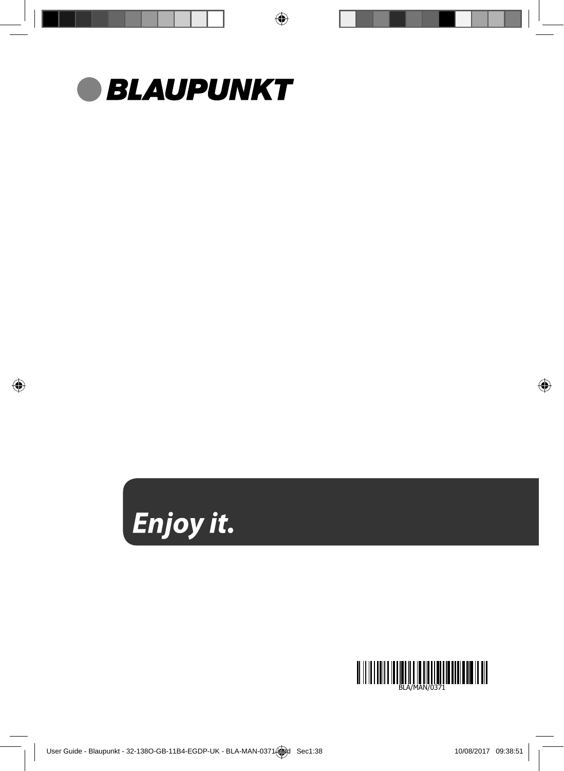BLAUPUNKT

*Enjoy it.*

BLA/MAN/0371